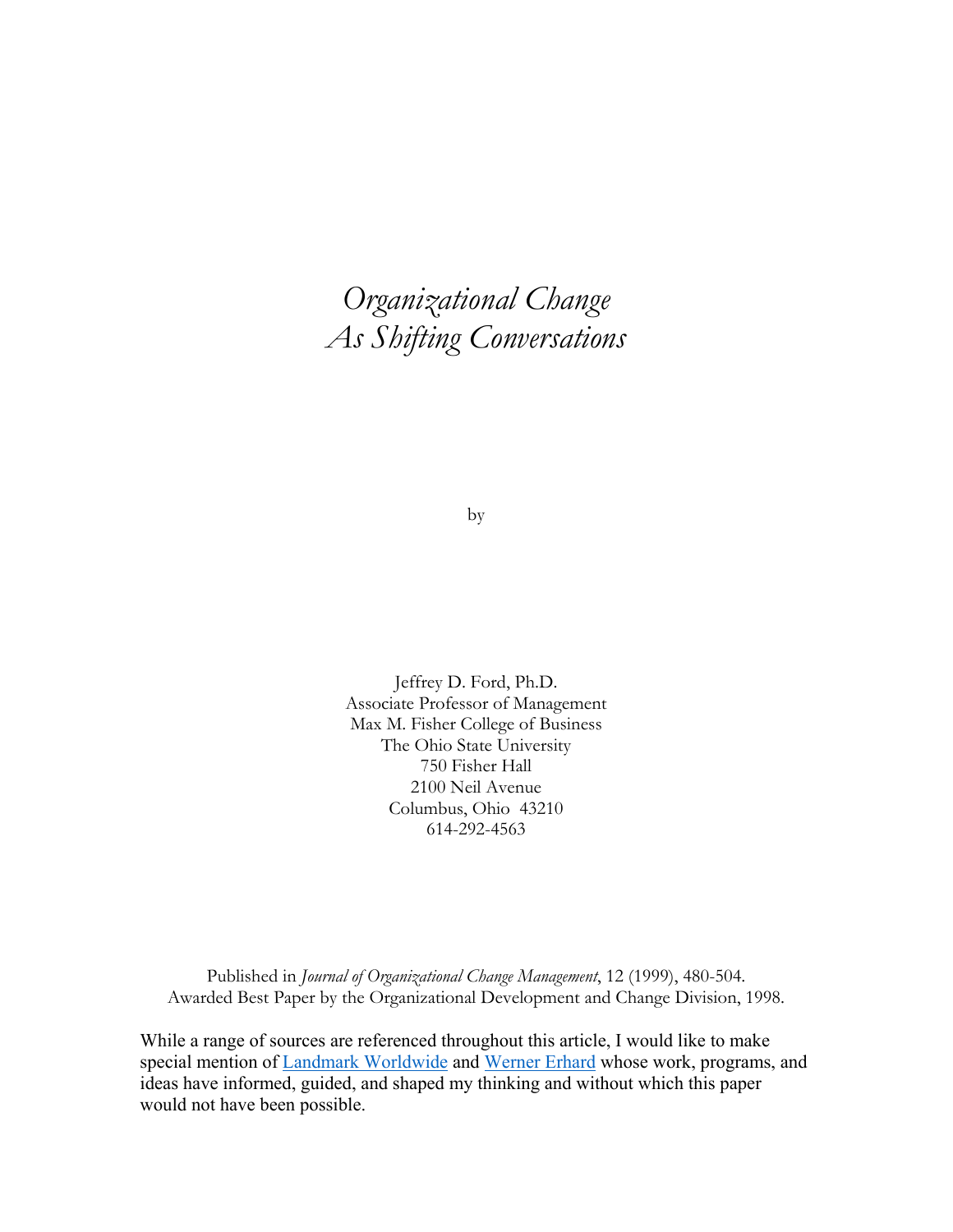# *Organizational Change As Shifting Conversations*

by

Jeffrey D. Ford, Ph.D.
Associate Professor of Management
Max M. Fisher College of Business
The Ohio State University
750 Fisher Hall
2100 Neil Avenue
Columbus, Ohio 43210
614-292-4563

Published in *Journal of Organizational Change Management*, 12 (1999), 480-504.
Awarded Best Paper by the Organizational Development and Change Division, 1998.

While a range of sources are referenced throughout this article, I would like to make special mention of Landmark Worldwide and Werner Erhard whose work, programs, and ideas have informed, guided, and shaped my thinking and without which this paper would not have been possible.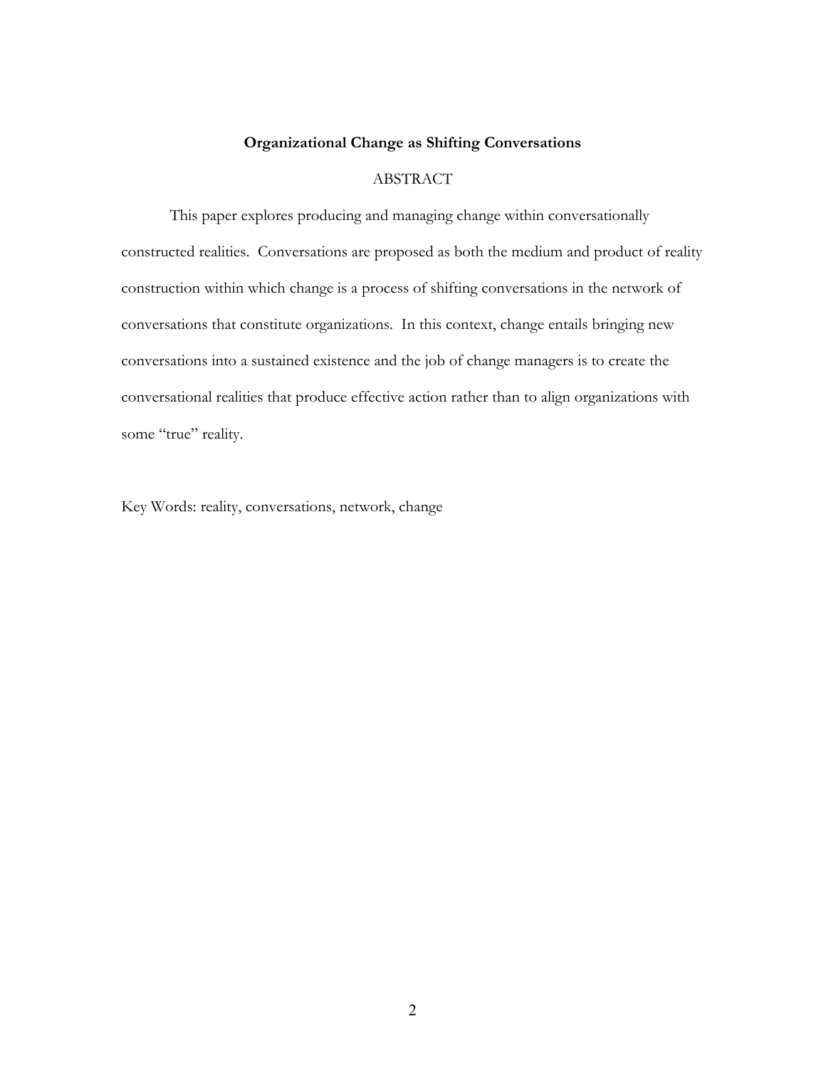# Organizational Change as Shifting Conversations

## ABSTRACT

This paper explores producing and managing change within conversationally constructed realities. Conversations are proposed as both the medium and product of reality construction within which change is a process of shifting conversations in the network of conversations that constitute organizations. In this context, change entails bringing new conversations into a sustained existence and the job of change managers is to create the conversational realities that produce effective action rather than to align organizations with some "true" reality.

Key Words: reality, conversations, network, change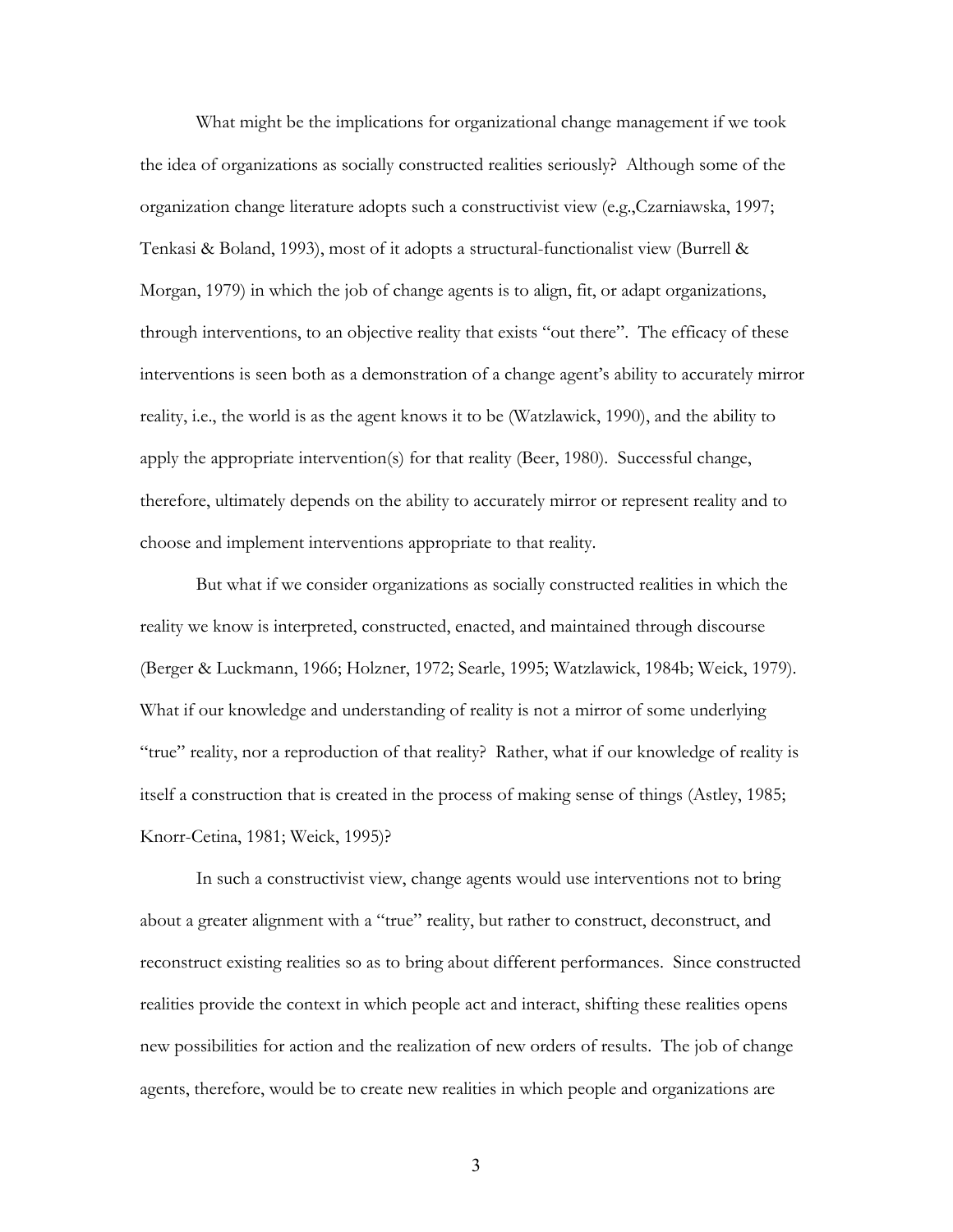What might be the implications for organizational change management if we took the idea of organizations as socially constructed realities seriously? Although some of the organization change literature adopts such a constructivist view (e.g.,Czarniawska, 1997; Tenkasi & Boland, 1993), most of it adopts a structural-functionalist view (Burrell & Morgan, 1979) in which the job of change agents is to align, fit, or adapt organizations, through interventions, to an objective reality that exists "out there". The efficacy of these interventions is seen both as a demonstration of a change agent's ability to accurately mirror reality, i.e., the world is as the agent knows it to be (Watzlawick, 1990), and the ability to apply the appropriate intervention(s) for that reality (Beer, 1980). Successful change, therefore, ultimately depends on the ability to accurately mirror or represent reality and to choose and implement interventions appropriate to that reality.

But what if we consider organizations as socially constructed realities in which the reality we know is interpreted, constructed, enacted, and maintained through discourse (Berger & Luckmann, 1966; Holzner, 1972; Searle, 1995; Watzlawick, 1984b; Weick, 1979). What if our knowledge and understanding of reality is not a mirror of some underlying "true" reality, nor a reproduction of that reality? Rather, what if our knowledge of reality is itself a construction that is created in the process of making sense of things (Astley, 1985; Knorr-Cetina, 1981; Weick, 1995)?

In such a constructivist view, change agents would use interventions not to bring about a greater alignment with a "true" reality, but rather to construct, deconstruct, and reconstruct existing realities so as to bring about different performances. Since constructed realities provide the context in which people act and interact, shifting these realities opens new possibilities for action and the realization of new orders of results. The job of change agents, therefore, would be to create new realities in which people and organizations are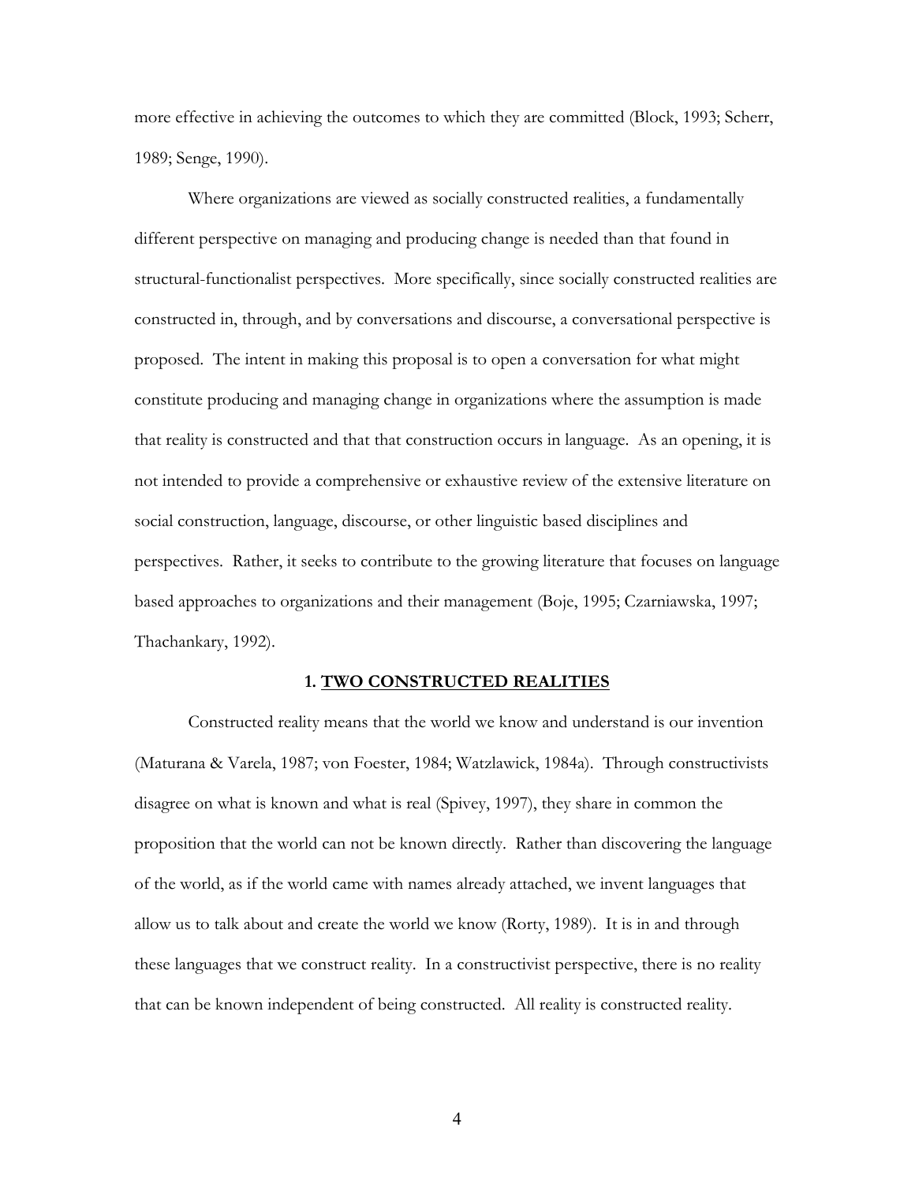more effective in achieving the outcomes to which they are committed (Block, 1993; Scherr, 1989; Senge, 1990).

Where organizations are viewed as socially constructed realities, a fundamentally different perspective on managing and producing change is needed than that found in structural-functionalist perspectives. More specifically, since socially constructed realities are constructed in, through, and by conversations and discourse, a conversational perspective is proposed. The intent in making this proposal is to open a conversation for what might constitute producing and managing change in organizations where the assumption is made that reality is constructed and that that construction occurs in language. As an opening, it is not intended to provide a comprehensive or exhaustive review of the extensive literature on social construction, language, discourse, or other linguistic based disciplines and perspectives. Rather, it seeks to contribute to the growing literature that focuses on language based approaches to organizations and their management (Boje, 1995; Czarniawska, 1997; Thachankary, 1992).

## 1. TWO CONSTRUCTED REALITIES

Constructed reality means that the world we know and understand is our invention (Maturana & Varela, 1987; von Foester, 1984; Watzlawick, 1984a). Through constructivists disagree on what is known and what is real (Spivey, 1997), they share in common the proposition that the world can not be known directly. Rather than discovering the language of the world, as if the world came with names already attached, we invent languages that allow us to talk about and create the world we know (Rorty, 1989). It is in and through these languages that we construct reality. In a constructivist perspective, there is no reality that can be known independent of being constructed. All reality is constructed reality.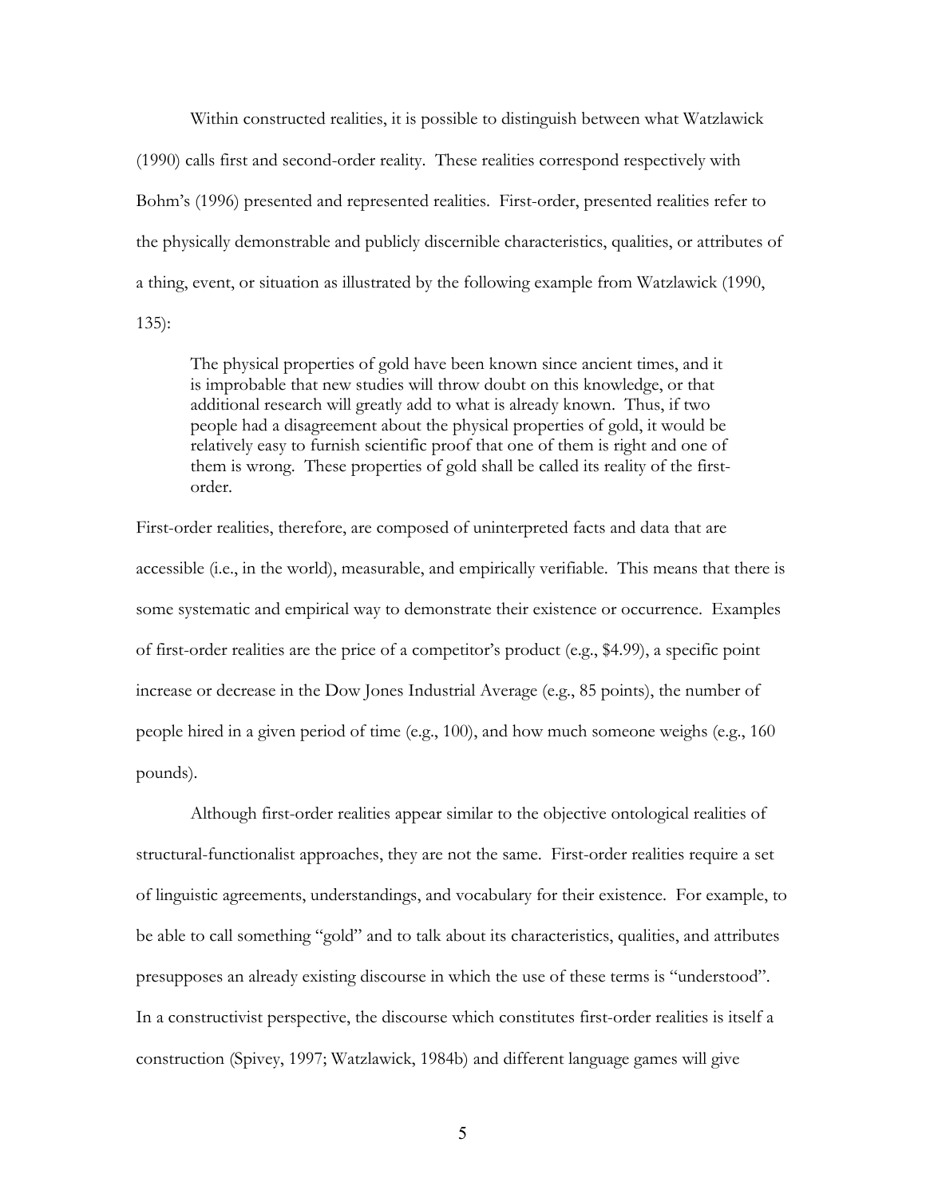Within constructed realities, it is possible to distinguish between what Watzlawick (1990) calls first and second-order reality. These realities correspond respectively with Bohm's (1996) presented and represented realities. First-order, presented realities refer to the physically demonstrable and publicly discernible characteristics, qualities, or attributes of a thing, event, or situation as illustrated by the following example from Watzlawick (1990, 135):

> The physical properties of gold have been known since ancient times, and it is improbable that new studies will throw doubt on this knowledge, or that additional research will greatly add to what is already known. Thus, if two people had a disagreement about the physical properties of gold, it would be relatively easy to furnish scientific proof that one of them is right and one of them is wrong. These properties of gold shall be called its reality of the first-order.

First-order realities, therefore, are composed of uninterpreted facts and data that are accessible (i.e., in the world), measurable, and empirically verifiable. This means that there is some systematic and empirical way to demonstrate their existence or occurrence. Examples of first-order realities are the price of a competitor's product (e.g., $4.99), a specific point increase or decrease in the Dow Jones Industrial Average (e.g., 85 points), the number of people hired in a given period of time (e.g., 100), and how much someone weighs (e.g., 160 pounds).

Although first-order realities appear similar to the objective ontological realities of structural-functionalist approaches, they are not the same. First-order realities require a set of linguistic agreements, understandings, and vocabulary for their existence. For example, to be able to call something "gold" and to talk about its characteristics, qualities, and attributes presupposes an already existing discourse in which the use of these terms is "understood". In a constructivist perspective, the discourse which constitutes first-order realities is itself a construction (Spivey, 1997; Watzlawick, 1984b) and different language games will give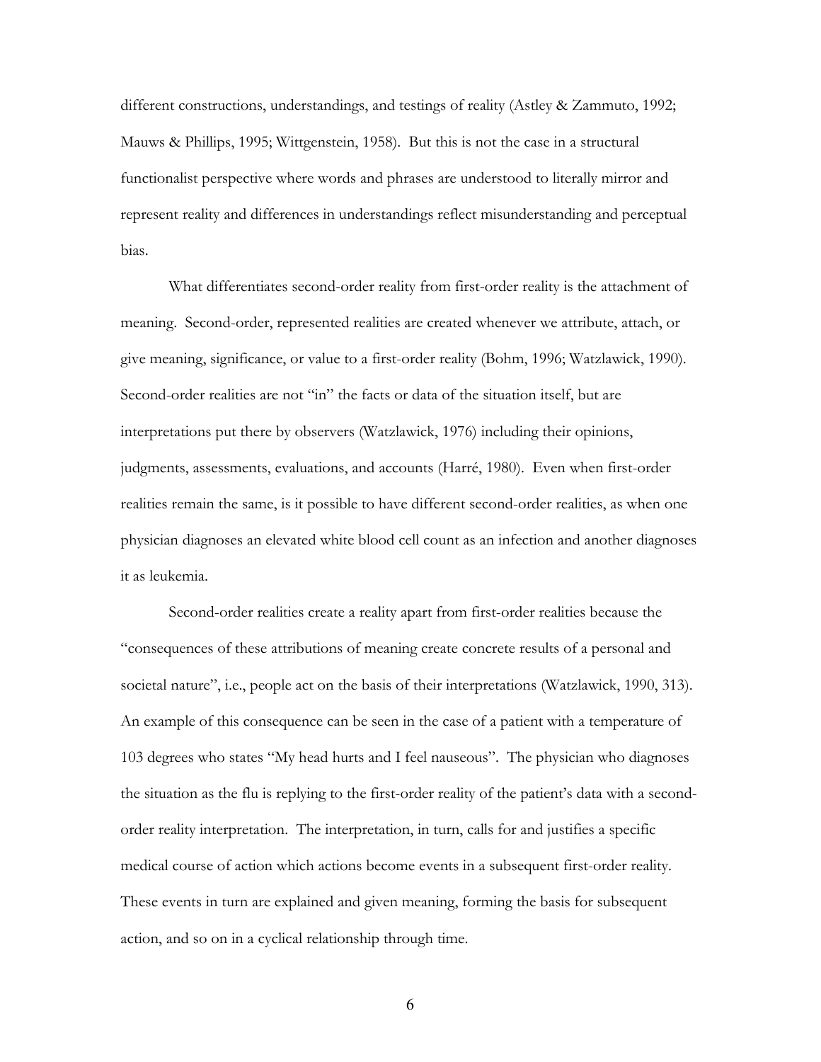different constructions, understandings, and testings of reality (Astley & Zammuto, 1992; Mauws & Phillips, 1995; Wittgenstein, 1958). But this is not the case in a structural functionalist perspective where words and phrases are understood to literally mirror and represent reality and differences in understandings reflect misunderstanding and perceptual bias.

What differentiates second-order reality from first-order reality is the attachment of meaning. Second-order, represented realities are created whenever we attribute, attach, or give meaning, significance, or value to a first-order reality (Bohm, 1996; Watzlawick, 1990). Second-order realities are not "in" the facts or data of the situation itself, but are interpretations put there by observers (Watzlawick, 1976) including their opinions, judgments, assessments, evaluations, and accounts (Harré, 1980). Even when first-order realities remain the same, is it possible to have different second-order realities, as when one physician diagnoses an elevated white blood cell count as an infection and another diagnoses it as leukemia.

Second-order realities create a reality apart from first-order realities because the "consequences of these attributions of meaning create concrete results of a personal and societal nature", i.e., people act on the basis of their interpretations (Watzlawick, 1990, 313). An example of this consequence can be seen in the case of a patient with a temperature of 103 degrees who states "My head hurts and I feel nauseous". The physician who diagnoses the situation as the flu is replying to the first-order reality of the patient's data with a second-order reality interpretation. The interpretation, in turn, calls for and justifies a specific medical course of action which actions become events in a subsequent first-order reality. These events in turn are explained and given meaning, forming the basis for subsequent action, and so on in a cyclical relationship through time.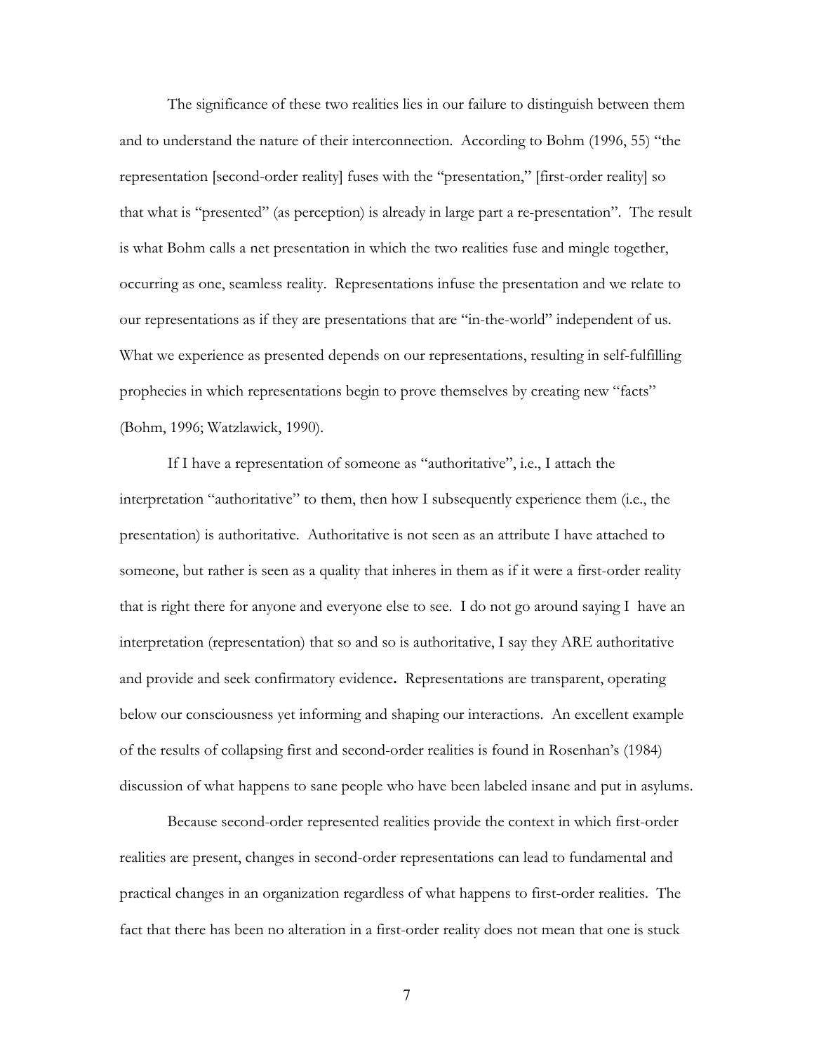The significance of these two realities lies in our failure to distinguish between them and to understand the nature of their interconnection. According to Bohm (1996, 55) "the representation [second-order reality] fuses with the "presentation," [first-order reality] so that what is "presented" (as perception) is already in large part a re-presentation". The result is what Bohm calls a net presentation in which the two realities fuse and mingle together, occurring as one, seamless reality. Representations infuse the presentation and we relate to our representations as if they are presentations that are "in-the-world" independent of us. What we experience as presented depends on our representations, resulting in self-fulfilling prophecies in which representations begin to prove themselves by creating new "facts" (Bohm, 1996; Watzlawick, 1990).

If I have a representation of someone as "authoritative", i.e., I attach the interpretation "authoritative" to them, then how I subsequently experience them (i.e., the presentation) is authoritative. Authoritative is not seen as an attribute I have attached to someone, but rather is seen as a quality that inheres in them as if it were a first-order reality that is right there for anyone and everyone else to see. I do not go around saying I have an interpretation (representation) that so and so is authoritative, I say they ARE authoritative and provide and seek confirmatory evidence**.** Representations are transparent, operating below our consciousness yet informing and shaping our interactions. An excellent example of the results of collapsing first and second-order realities is found in Rosenhan's (1984) discussion of what happens to sane people who have been labeled insane and put in asylums.

Because second-order represented realities provide the context in which first-order realities are present, changes in second-order representations can lead to fundamental and practical changes in an organization regardless of what happens to first-order realities. The fact that there has been no alteration in a first-order reality does not mean that one is stuck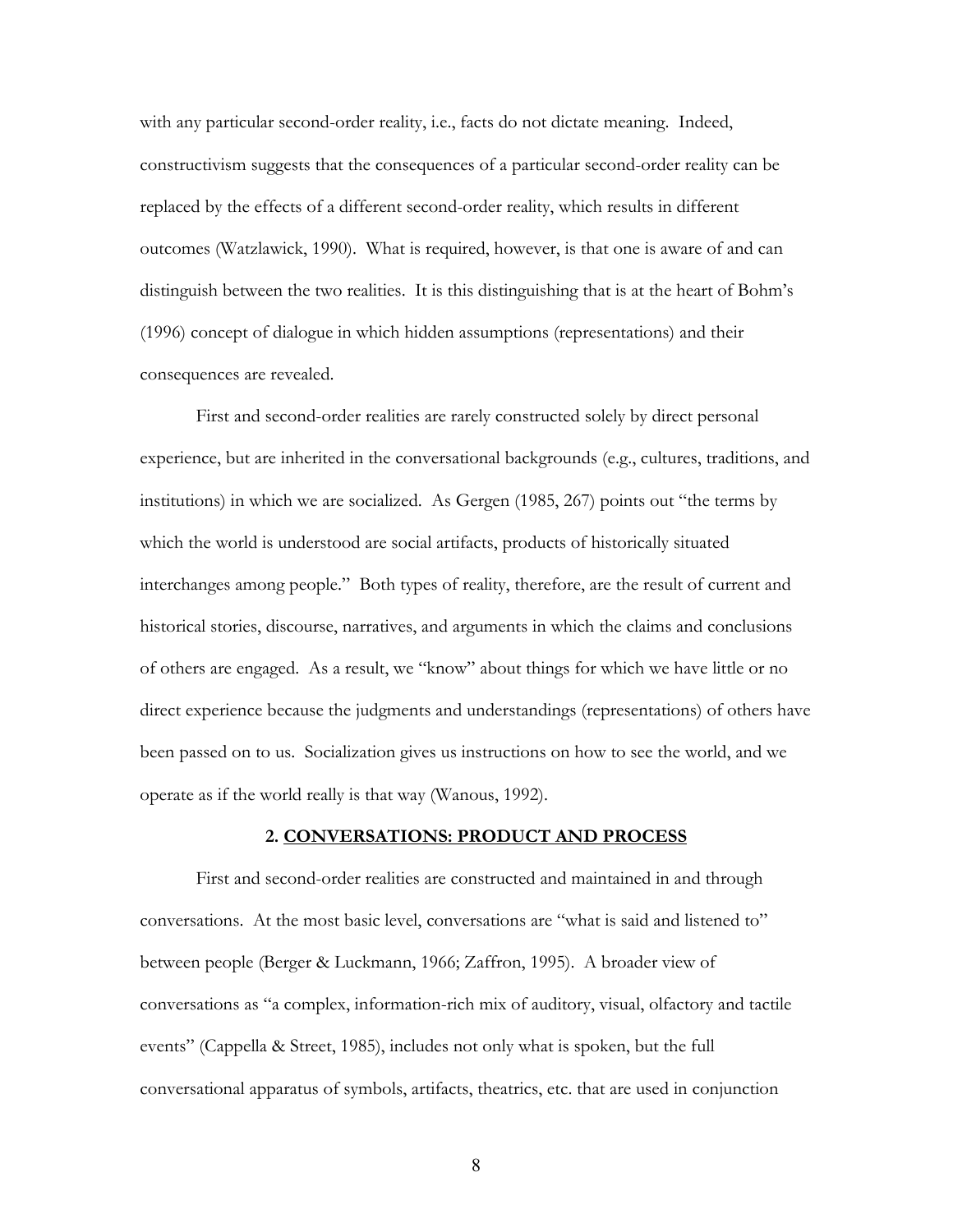with any particular second-order reality, i.e., facts do not dictate meaning. Indeed, constructivism suggests that the consequences of a particular second-order reality can be replaced by the effects of a different second-order reality, which results in different outcomes (Watzlawick, 1990). What is required, however, is that one is aware of and can distinguish between the two realities. It is this distinguishing that is at the heart of Bohm's (1996) concept of dialogue in which hidden assumptions (representations) and their consequences are revealed.

First and second-order realities are rarely constructed solely by direct personal experience, but are inherited in the conversational backgrounds (e.g., cultures, traditions, and institutions) in which we are socialized. As Gergen (1985, 267) points out "the terms by which the world is understood are social artifacts, products of historically situated interchanges among people." Both types of reality, therefore, are the result of current and historical stories, discourse, narratives, and arguments in which the claims and conclusions of others are engaged. As a result, we "know" about things for which we have little or no direct experience because the judgments and understandings (representations) of others have been passed on to us. Socialization gives us instructions on how to see the world, and we operate as if the world really is that way (Wanous, 1992).

## 2. CONVERSATIONS: PRODUCT AND PROCESS

First and second-order realities are constructed and maintained in and through conversations. At the most basic level, conversations are "what is said and listened to" between people (Berger & Luckmann, 1966; Zaffron, 1995). A broader view of conversations as "a complex, information-rich mix of auditory, visual, olfactory and tactile events" (Cappella & Street, 1985), includes not only what is spoken, but the full conversational apparatus of symbols, artifacts, theatrics, etc. that are used in conjunction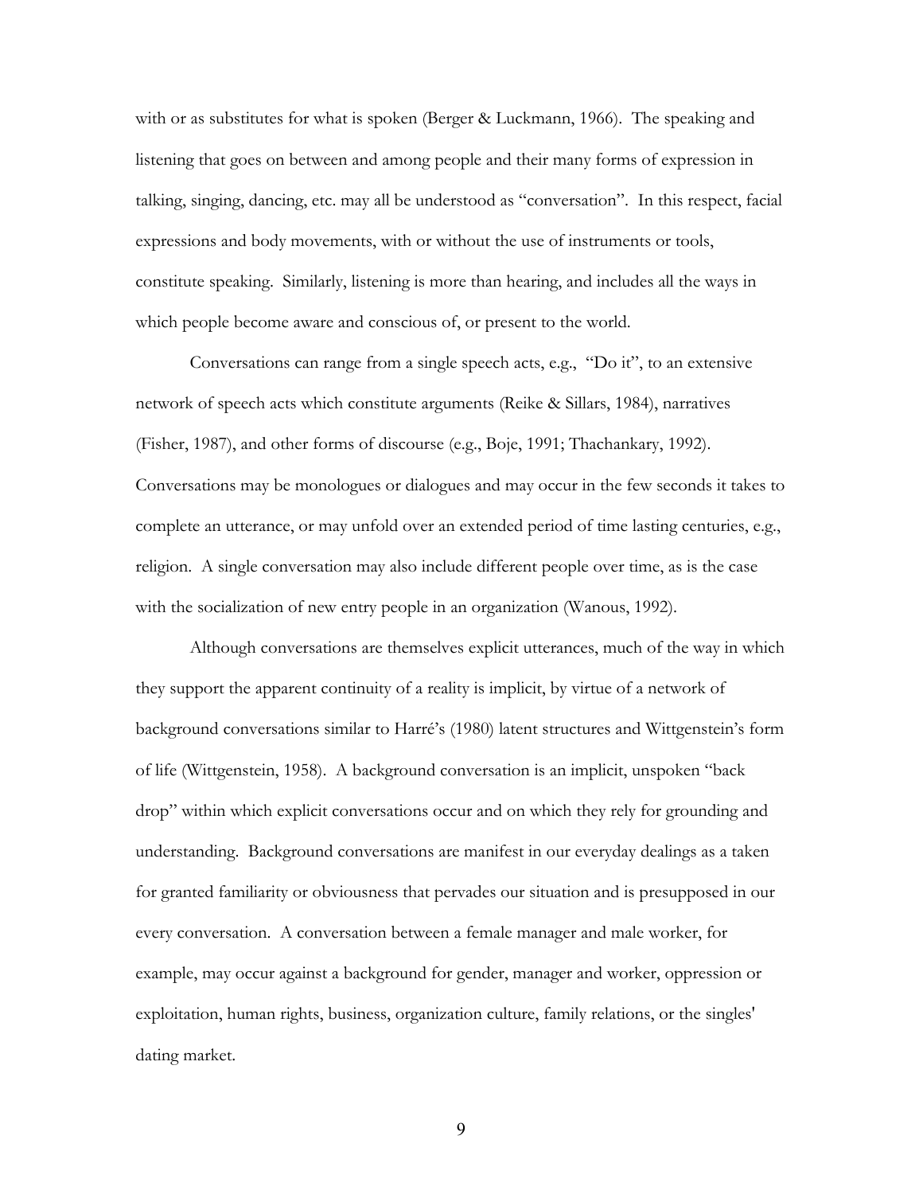with or as substitutes for what is spoken (Berger & Luckmann, 1966). The speaking and listening that goes on between and among people and their many forms of expression in talking, singing, dancing, etc. may all be understood as "conversation". In this respect, facial expressions and body movements, with or without the use of instruments or tools, constitute speaking. Similarly, listening is more than hearing, and includes all the ways in which people become aware and conscious of, or present to the world.

Conversations can range from a single speech acts, e.g., "Do it", to an extensive network of speech acts which constitute arguments (Reike & Sillars, 1984), narratives (Fisher, 1987), and other forms of discourse (e.g., Boje, 1991; Thachankary, 1992). Conversations may be monologues or dialogues and may occur in the few seconds it takes to complete an utterance, or may unfold over an extended period of time lasting centuries, e.g., religion. A single conversation may also include different people over time, as is the case with the socialization of new entry people in an organization (Wanous, 1992).

Although conversations are themselves explicit utterances, much of the way in which they support the apparent continuity of a reality is implicit, by virtue of a network of background conversations similar to Harré's (1980) latent structures and Wittgenstein's form of life (Wittgenstein, 1958). A background conversation is an implicit, unspoken "back drop" within which explicit conversations occur and on which they rely for grounding and understanding. Background conversations are manifest in our everyday dealings as a taken for granted familiarity or obviousness that pervades our situation and is presupposed in our every conversation. A conversation between a female manager and male worker, for example, may occur against a background for gender, manager and worker, oppression or exploitation, human rights, business, organization culture, family relations, or the singles' dating market.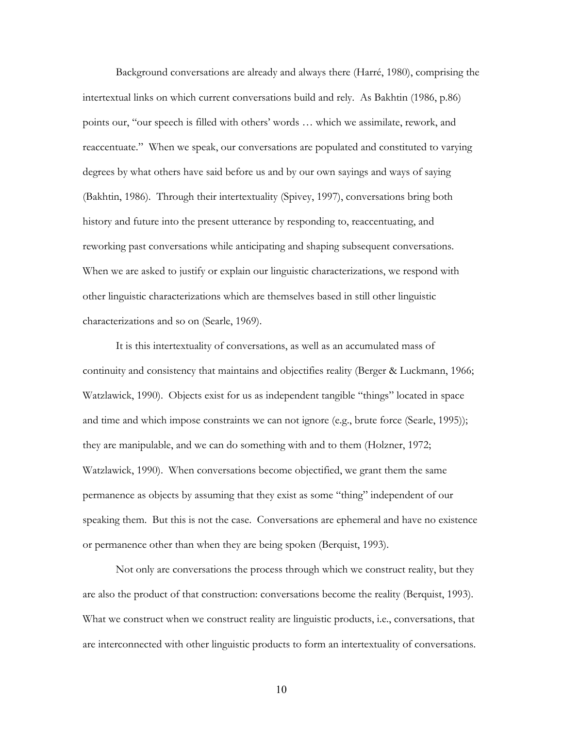Background conversations are already and always there (Harré, 1980), comprising the intertextual links on which current conversations build and rely. As Bakhtin (1986, p.86) points our, "our speech is filled with others' words … which we assimilate, rework, and reaccentuate." When we speak, our conversations are populated and constituted to varying degrees by what others have said before us and by our own sayings and ways of saying (Bakhtin, 1986). Through their intertextuality (Spivey, 1997), conversations bring both history and future into the present utterance by responding to, reaccentuating, and reworking past conversations while anticipating and shaping subsequent conversations. When we are asked to justify or explain our linguistic characterizations, we respond with other linguistic characterizations which are themselves based in still other linguistic characterizations and so on (Searle, 1969).

It is this intertextuality of conversations, as well as an accumulated mass of continuity and consistency that maintains and objectifies reality (Berger & Luckmann, 1966; Watzlawick, 1990). Objects exist for us as independent tangible "things" located in space and time and which impose constraints we can not ignore (e.g., brute force (Searle, 1995)); they are manipulable, and we can do something with and to them (Holzner, 1972; Watzlawick, 1990). When conversations become objectified, we grant them the same permanence as objects by assuming that they exist as some "thing" independent of our speaking them. But this is not the case. Conversations are ephemeral and have no existence or permanence other than when they are being spoken (Berquist, 1993).

Not only are conversations the process through which we construct reality, but they are also the product of that construction: conversations become the reality (Berquist, 1993). What we construct when we construct reality are linguistic products, i.e., conversations, that are interconnected with other linguistic products to form an intertextuality of conversations.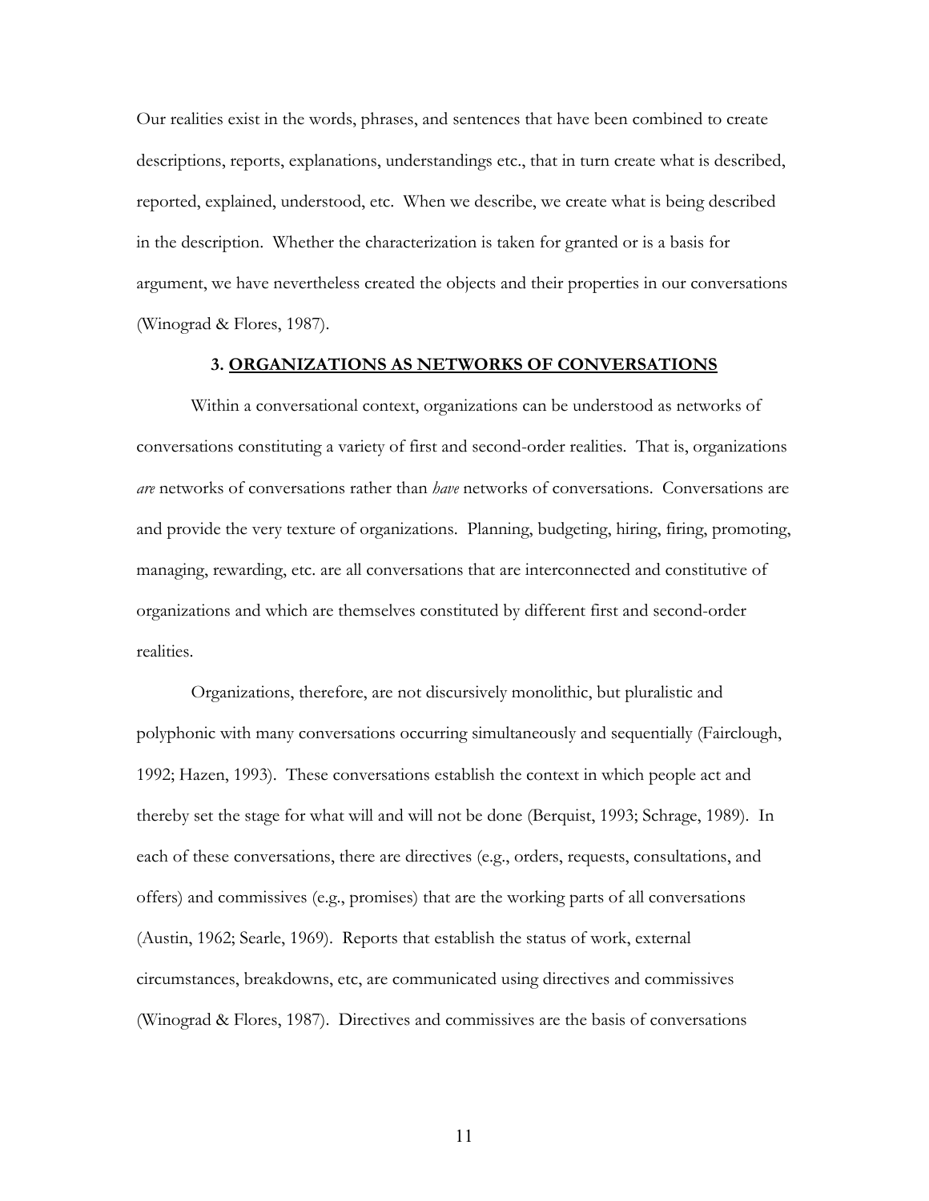Our realities exist in the words, phrases, and sentences that have been combined to create descriptions, reports, explanations, understandings etc., that in turn create what is described, reported, explained, understood, etc. When we describe, we create what is being described in the description. Whether the characterization is taken for granted or is a basis for argument, we have nevertheless created the objects and their properties in our conversations (Winograd & Flores, 1987).

## 3. ORGANIZATIONS AS NETWORKS OF CONVERSATIONS

Within a conversational context, organizations can be understood as networks of conversations constituting a variety of first and second-order realities. That is, organizations *are* networks of conversations rather than *have* networks of conversations. Conversations are and provide the very texture of organizations. Planning, budgeting, hiring, firing, promoting, managing, rewarding, etc. are all conversations that are interconnected and constitutive of organizations and which are themselves constituted by different first and second-order realities.

Organizations, therefore, are not discursively monolithic, but pluralistic and polyphonic with many conversations occurring simultaneously and sequentially (Fairclough, 1992; Hazen, 1993). These conversations establish the context in which people act and thereby set the stage for what will and will not be done (Berquist, 1993; Schrage, 1989). In each of these conversations, there are directives (e.g., orders, requests, consultations, and offers) and commissives (e.g., promises) that are the working parts of all conversations (Austin, 1962; Searle, 1969). Reports that establish the status of work, external circumstances, breakdowns, etc, are communicated using directives and commissives (Winograd & Flores, 1987). Directives and commissives are the basis of conversations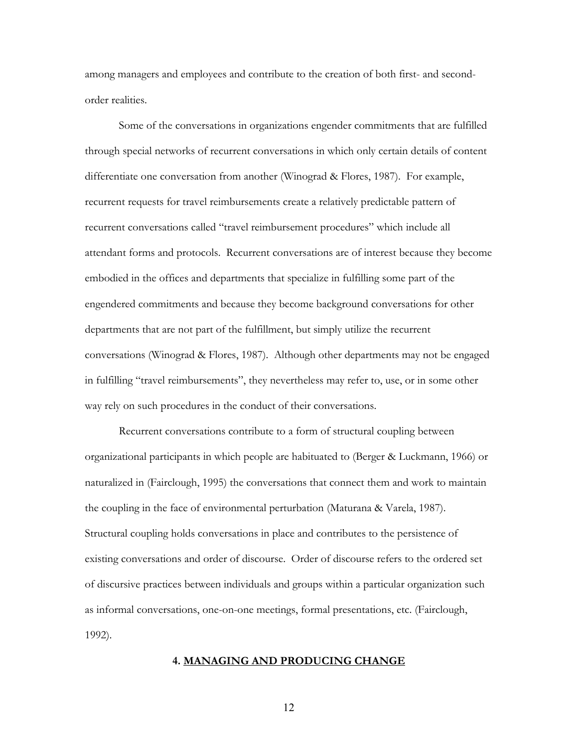among managers and employees and contribute to the creation of both first- and second-order realities.

Some of the conversations in organizations engender commitments that are fulfilled through special networks of recurrent conversations in which only certain details of content differentiate one conversation from another (Winograd & Flores, 1987). For example, recurrent requests for travel reimbursements create a relatively predictable pattern of recurrent conversations called "travel reimbursement procedures" which include all attendant forms and protocols. Recurrent conversations are of interest because they become embodied in the offices and departments that specialize in fulfilling some part of the engendered commitments and because they become background conversations for other departments that are not part of the fulfillment, but simply utilize the recurrent conversations (Winograd & Flores, 1987). Although other departments may not be engaged in fulfilling "travel reimbursements", they nevertheless may refer to, use, or in some other way rely on such procedures in the conduct of their conversations.

Recurrent conversations contribute to a form of structural coupling between organizational participants in which people are habituated to (Berger & Luckmann, 1966) or naturalized in (Fairclough, 1995) the conversations that connect them and work to maintain the coupling in the face of environmental perturbation (Maturana & Varela, 1987). Structural coupling holds conversations in place and contributes to the persistence of existing conversations and order of discourse. Order of discourse refers to the ordered set of discursive practices between individuals and groups within a particular organization such as informal conversations, one-on-one meetings, formal presentations, etc. (Fairclough, 1992).

## 4. MANAGING AND PRODUCING CHANGE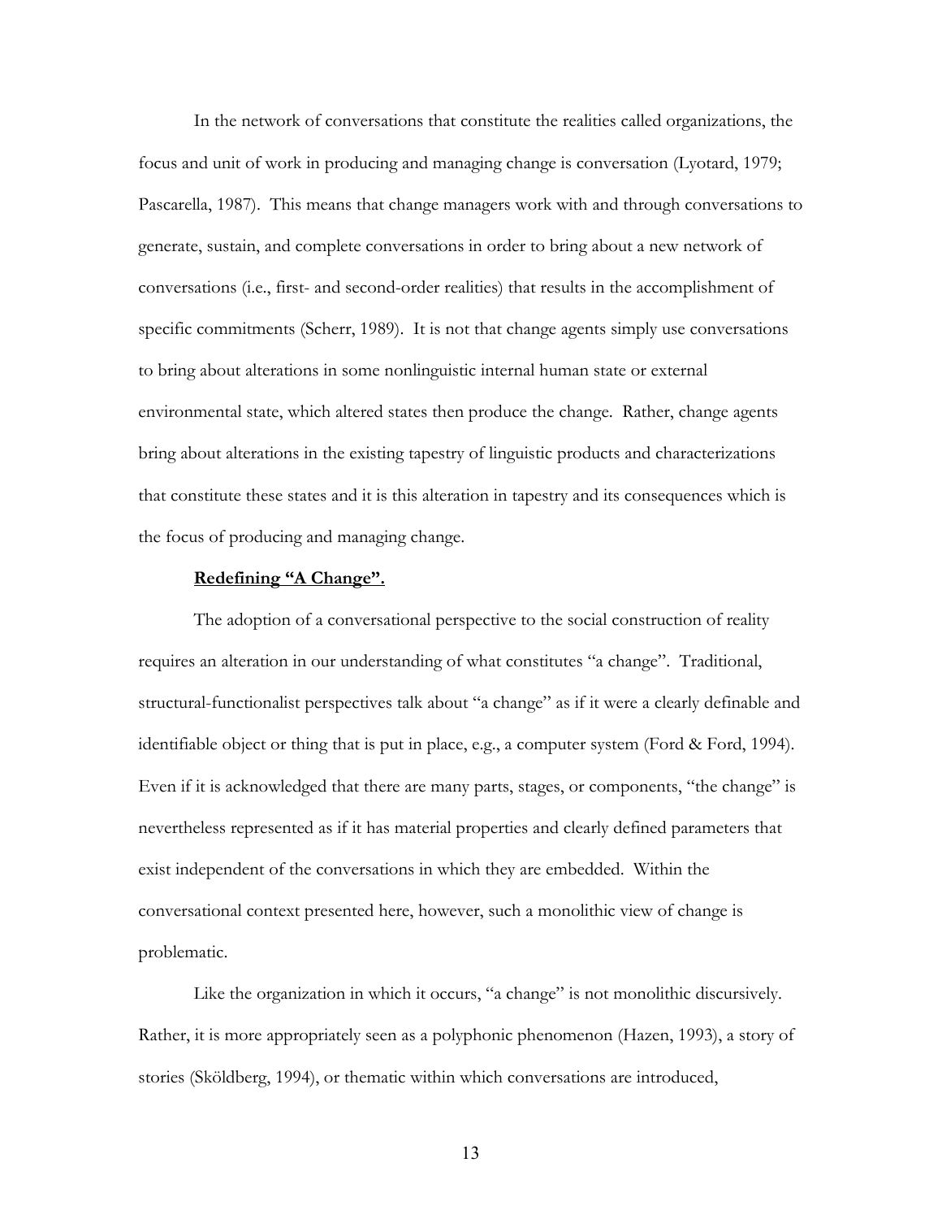In the network of conversations that constitute the realities called organizations, the focus and unit of work in producing and managing change is conversation (Lyotard, 1979; Pascarella, 1987). This means that change managers work with and through conversations to generate, sustain, and complete conversations in order to bring about a new network of conversations (i.e., first- and second-order realities) that results in the accomplishment of specific commitments (Scherr, 1989). It is not that change agents simply use conversations to bring about alterations in some nonlinguistic internal human state or external environmental state, which altered states then produce the change. Rather, change agents bring about alterations in the existing tapestry of linguistic products and characterizations that constitute these states and it is this alteration in tapestry and its consequences which is the focus of producing and managing change.

**Redefining "A Change".**

The adoption of a conversational perspective to the social construction of reality requires an alteration in our understanding of what constitutes "a change". Traditional, structural-functionalist perspectives talk about "a change" as if it were a clearly definable and identifiable object or thing that is put in place, e.g., a computer system (Ford & Ford, 1994). Even if it is acknowledged that there are many parts, stages, or components, "the change" is nevertheless represented as if it has material properties and clearly defined parameters that exist independent of the conversations in which they are embedded. Within the conversational context presented here, however, such a monolithic view of change is problematic.

Like the organization in which it occurs, "a change" is not monolithic discursively. Rather, it is more appropriately seen as a polyphonic phenomenon (Hazen, 1993), a story of stories (Sköldberg, 1994), or thematic within which conversations are introduced,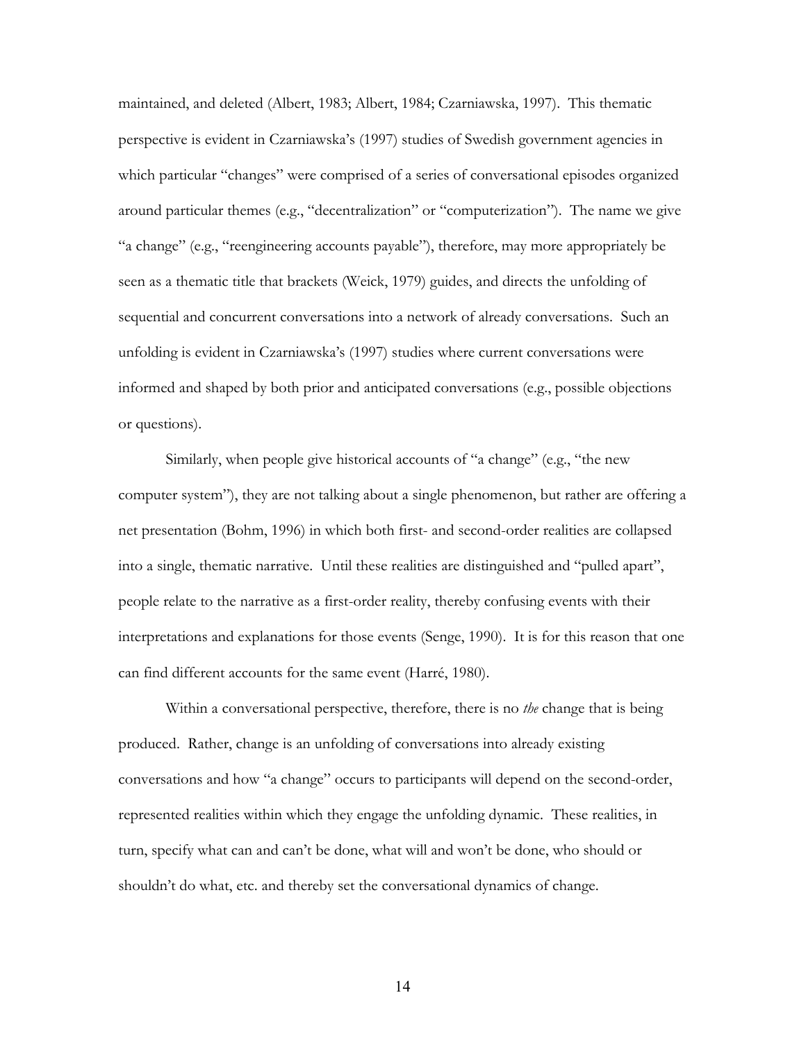maintained, and deleted (Albert, 1983; Albert, 1984; Czarniawska, 1997). This thematic perspective is evident in Czarniawska's (1997) studies of Swedish government agencies in which particular "changes" were comprised of a series of conversational episodes organized around particular themes (e.g., "decentralization" or "computerization"). The name we give "a change" (e.g., "reengineering accounts payable"), therefore, may more appropriately be seen as a thematic title that brackets (Weick, 1979) guides, and directs the unfolding of sequential and concurrent conversations into a network of already conversations. Such an unfolding is evident in Czarniawska's (1997) studies where current conversations were informed and shaped by both prior and anticipated conversations (e.g., possible objections or questions).

Similarly, when people give historical accounts of "a change" (e.g., "the new computer system"), they are not talking about a single phenomenon, but rather are offering a net presentation (Bohm, 1996) in which both first- and second-order realities are collapsed into a single, thematic narrative. Until these realities are distinguished and "pulled apart", people relate to the narrative as a first-order reality, thereby confusing events with their interpretations and explanations for those events (Senge, 1990). It is for this reason that one can find different accounts for the same event (Harré, 1980).

Within a conversational perspective, therefore, there is no *the* change that is being produced. Rather, change is an unfolding of conversations into already existing conversations and how "a change" occurs to participants will depend on the second-order, represented realities within which they engage the unfolding dynamic. These realities, in turn, specify what can and can't be done, what will and won't be done, who should or shouldn't do what, etc. and thereby set the conversational dynamics of change.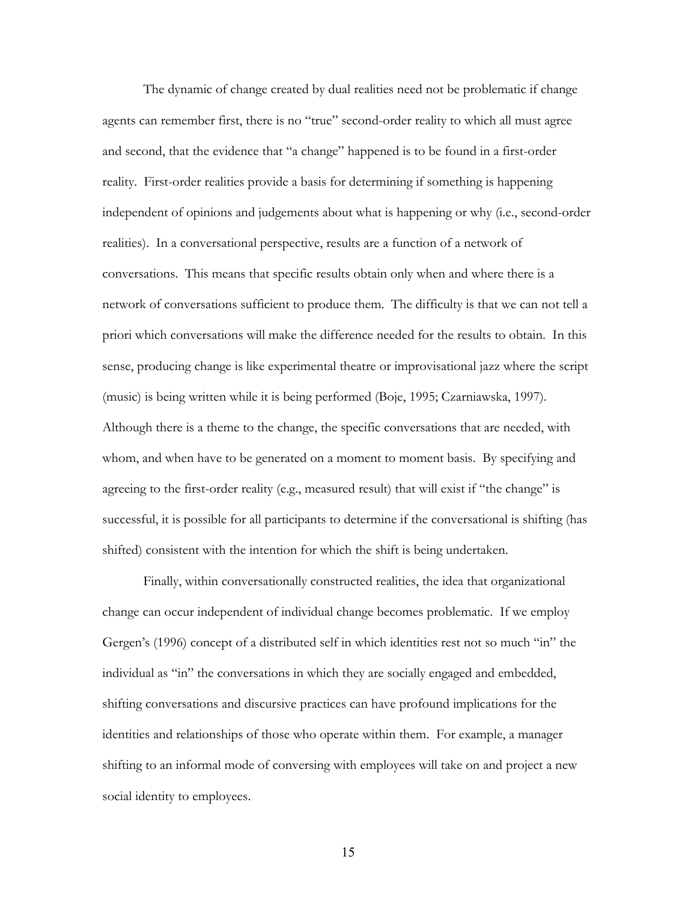The dynamic of change created by dual realities need not be problematic if change agents can remember first, there is no "true" second-order reality to which all must agree and second, that the evidence that "a change" happened is to be found in a first-order reality. First-order realities provide a basis for determining if something is happening independent of opinions and judgements about what is happening or why (i.e., second-order realities). In a conversational perspective, results are a function of a network of conversations. This means that specific results obtain only when and where there is a network of conversations sufficient to produce them. The difficulty is that we can not tell a priori which conversations will make the difference needed for the results to obtain. In this sense, producing change is like experimental theatre or improvisational jazz where the script (music) is being written while it is being performed (Boje, 1995; Czarniawska, 1997). Although there is a theme to the change, the specific conversations that are needed, with whom, and when have to be generated on a moment to moment basis. By specifying and agreeing to the first-order reality (e.g., measured result) that will exist if "the change" is successful, it is possible for all participants to determine if the conversational is shifting (has shifted) consistent with the intention for which the shift is being undertaken.

Finally, within conversationally constructed realities, the idea that organizational change can occur independent of individual change becomes problematic. If we employ Gergen's (1996) concept of a distributed self in which identities rest not so much "in" the individual as "in" the conversations in which they are socially engaged and embedded, shifting conversations and discursive practices can have profound implications for the identities and relationships of those who operate within them. For example, a manager shifting to an informal mode of conversing with employees will take on and project a new social identity to employees.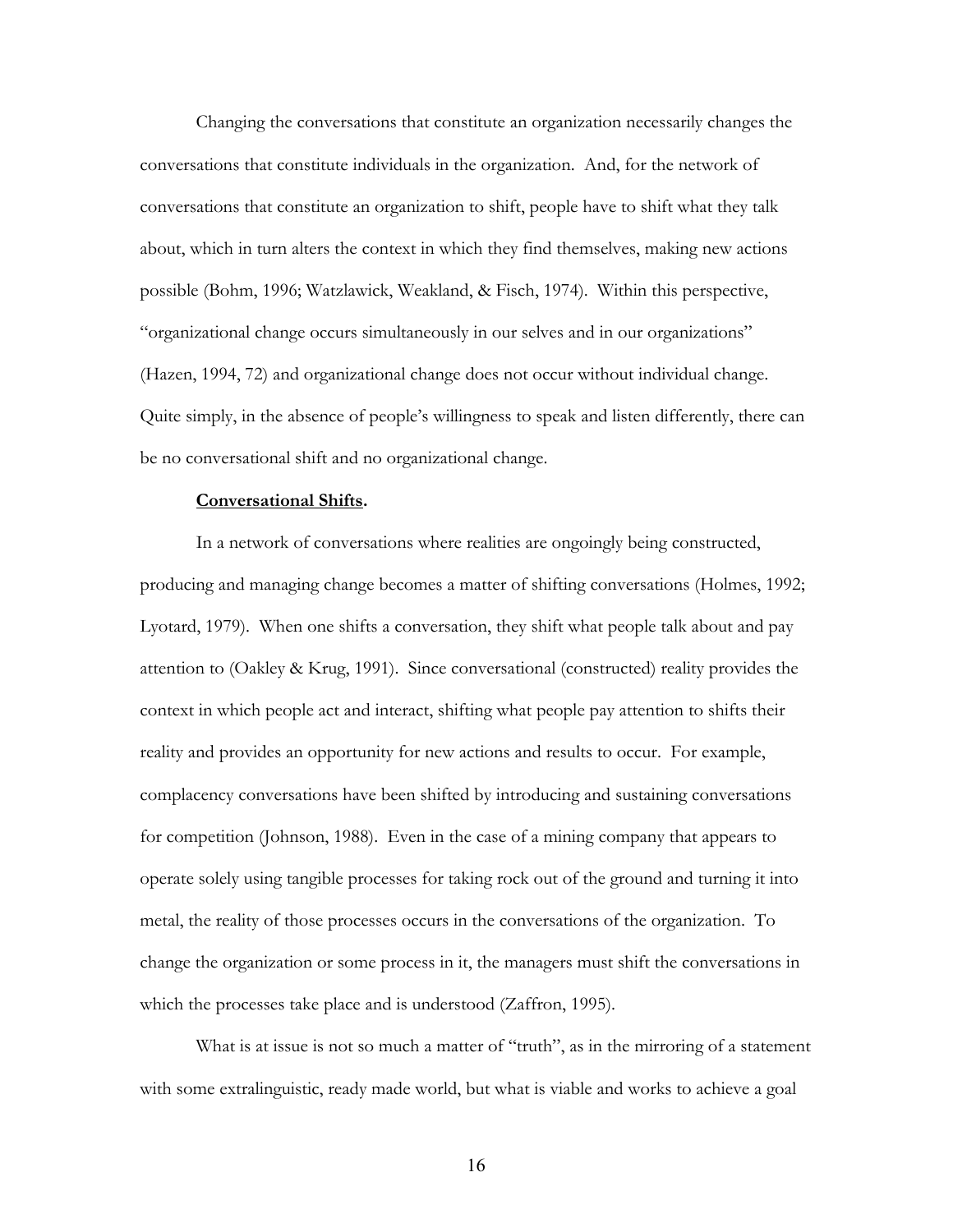Changing the conversations that constitute an organization necessarily changes the conversations that constitute individuals in the organization. And, for the network of conversations that constitute an organization to shift, people have to shift what they talk about, which in turn alters the context in which they find themselves, making new actions possible (Bohm, 1996; Watzlawick, Weakland, & Fisch, 1974). Within this perspective, "organizational change occurs simultaneously in our selves and in our organizations" (Hazen, 1994, 72) and organizational change does not occur without individual change. Quite simply, in the absence of people's willingness to speak and listen differently, there can be no conversational shift and no organizational change.

**Conversational Shifts.**

In a network of conversations where realities are ongoingly being constructed, producing and managing change becomes a matter of shifting conversations (Holmes, 1992; Lyotard, 1979). When one shifts a conversation, they shift what people talk about and pay attention to (Oakley & Krug, 1991). Since conversational (constructed) reality provides the context in which people act and interact, shifting what people pay attention to shifts their reality and provides an opportunity for new actions and results to occur. For example, complacency conversations have been shifted by introducing and sustaining conversations for competition (Johnson, 1988). Even in the case of a mining company that appears to operate solely using tangible processes for taking rock out of the ground and turning it into metal, the reality of those processes occurs in the conversations of the organization. To change the organization or some process in it, the managers must shift the conversations in which the processes take place and is understood (Zaffron, 1995).

What is at issue is not so much a matter of "truth", as in the mirroring of a statement with some extralinguistic, ready made world, but what is viable and works to achieve a goal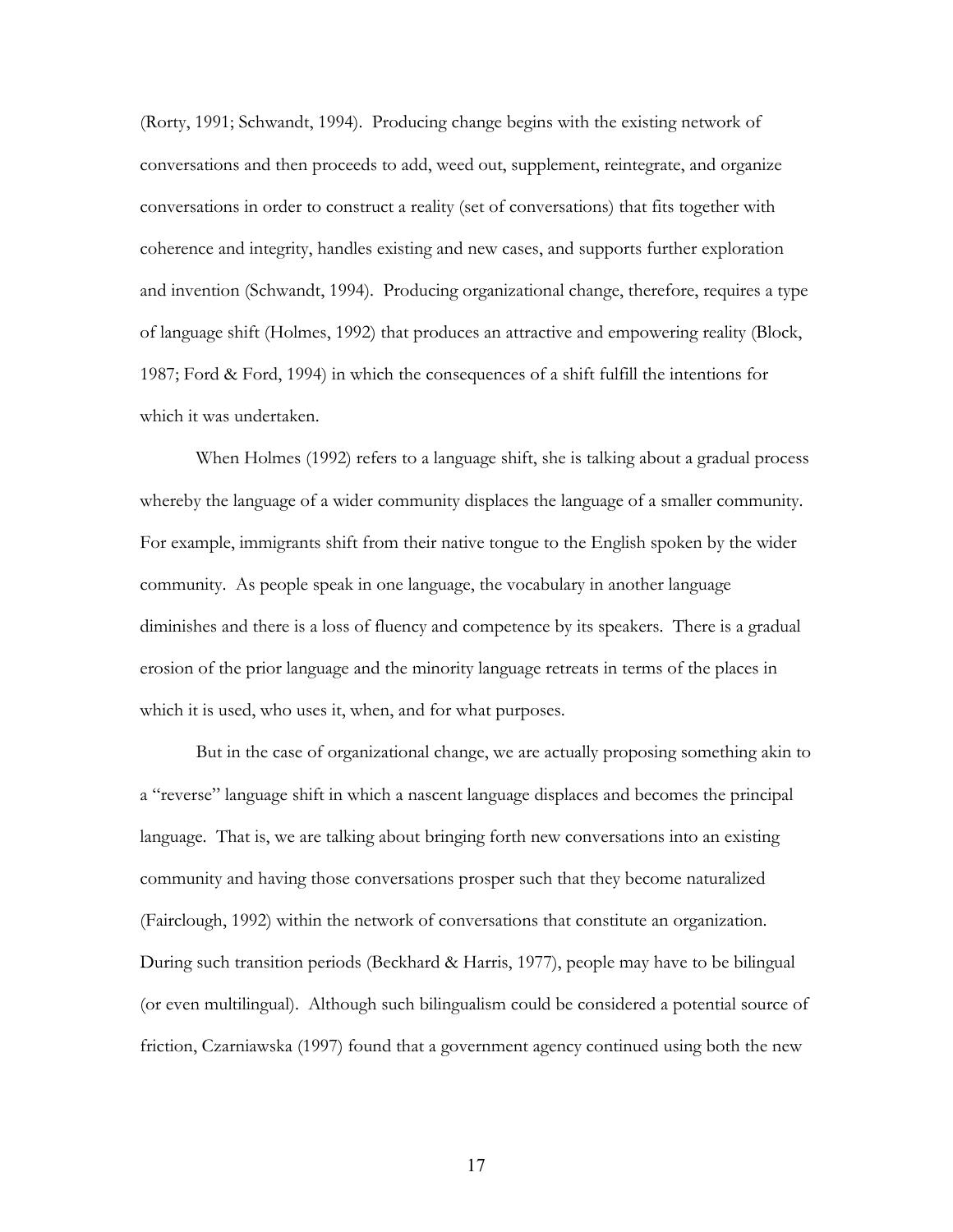(Rorty, 1991; Schwandt, 1994). Producing change begins with the existing network of conversations and then proceeds to add, weed out, supplement, reintegrate, and organize conversations in order to construct a reality (set of conversations) that fits together with coherence and integrity, handles existing and new cases, and supports further exploration and invention (Schwandt, 1994). Producing organizational change, therefore, requires a type of language shift (Holmes, 1992) that produces an attractive and empowering reality (Block, 1987; Ford & Ford, 1994) in which the consequences of a shift fulfill the intentions for which it was undertaken.

When Holmes (1992) refers to a language shift, she is talking about a gradual process whereby the language of a wider community displaces the language of a smaller community. For example, immigrants shift from their native tongue to the English spoken by the wider community. As people speak in one language, the vocabulary in another language diminishes and there is a loss of fluency and competence by its speakers. There is a gradual erosion of the prior language and the minority language retreats in terms of the places in which it is used, who uses it, when, and for what purposes.

But in the case of organizational change, we are actually proposing something akin to a "reverse" language shift in which a nascent language displaces and becomes the principal language. That is, we are talking about bringing forth new conversations into an existing community and having those conversations prosper such that they become naturalized (Fairclough, 1992) within the network of conversations that constitute an organization. During such transition periods (Beckhard & Harris, 1977), people may have to be bilingual (or even multilingual). Although such bilingualism could be considered a potential source of friction, Czarniawska (1997) found that a government agency continued using both the new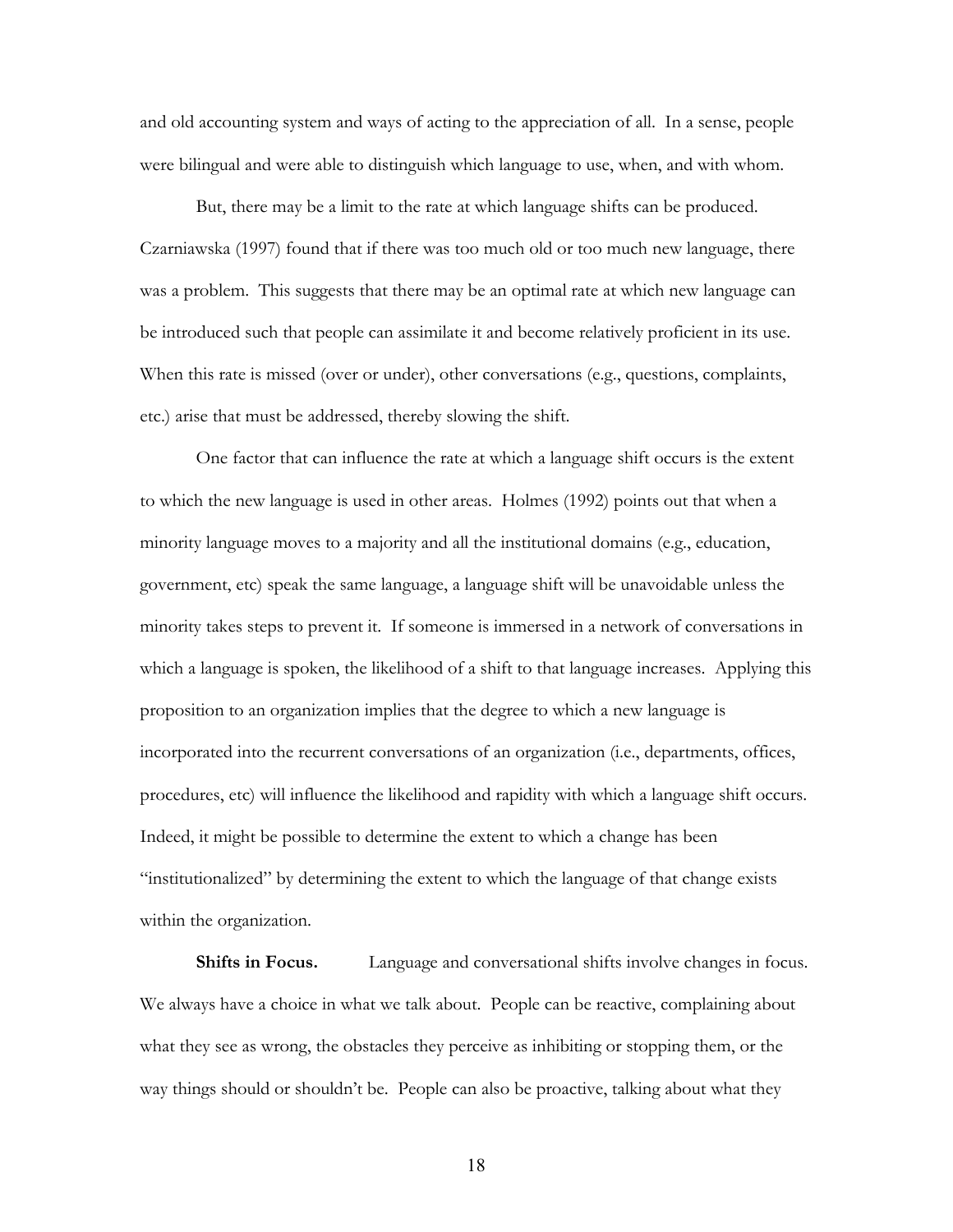and old accounting system and ways of acting to the appreciation of all. In a sense, people were bilingual and were able to distinguish which language to use, when, and with whom.

But, there may be a limit to the rate at which language shifts can be produced. Czarniawska (1997) found that if there was too much old or too much new language, there was a problem. This suggests that there may be an optimal rate at which new language can be introduced such that people can assimilate it and become relatively proficient in its use. When this rate is missed (over or under), other conversations (e.g., questions, complaints, etc.) arise that must be addressed, thereby slowing the shift.

One factor that can influence the rate at which a language shift occurs is the extent to which the new language is used in other areas. Holmes (1992) points out that when a minority language moves to a majority and all the institutional domains (e.g., education, government, etc) speak the same language, a language shift will be unavoidable unless the minority takes steps to prevent it. If someone is immersed in a network of conversations in which a language is spoken, the likelihood of a shift to that language increases. Applying this proposition to an organization implies that the degree to which a new language is incorporated into the recurrent conversations of an organization (i.e., departments, offices, procedures, etc) will influence the likelihood and rapidity with which a language shift occurs. Indeed, it might be possible to determine the extent to which a change has been "institutionalized" by determining the extent to which the language of that change exists within the organization.

**Shifts in Focus.** Language and conversational shifts involve changes in focus. We always have a choice in what we talk about. People can be reactive, complaining about what they see as wrong, the obstacles they perceive as inhibiting or stopping them, or the way things should or shouldn't be. People can also be proactive, talking about what they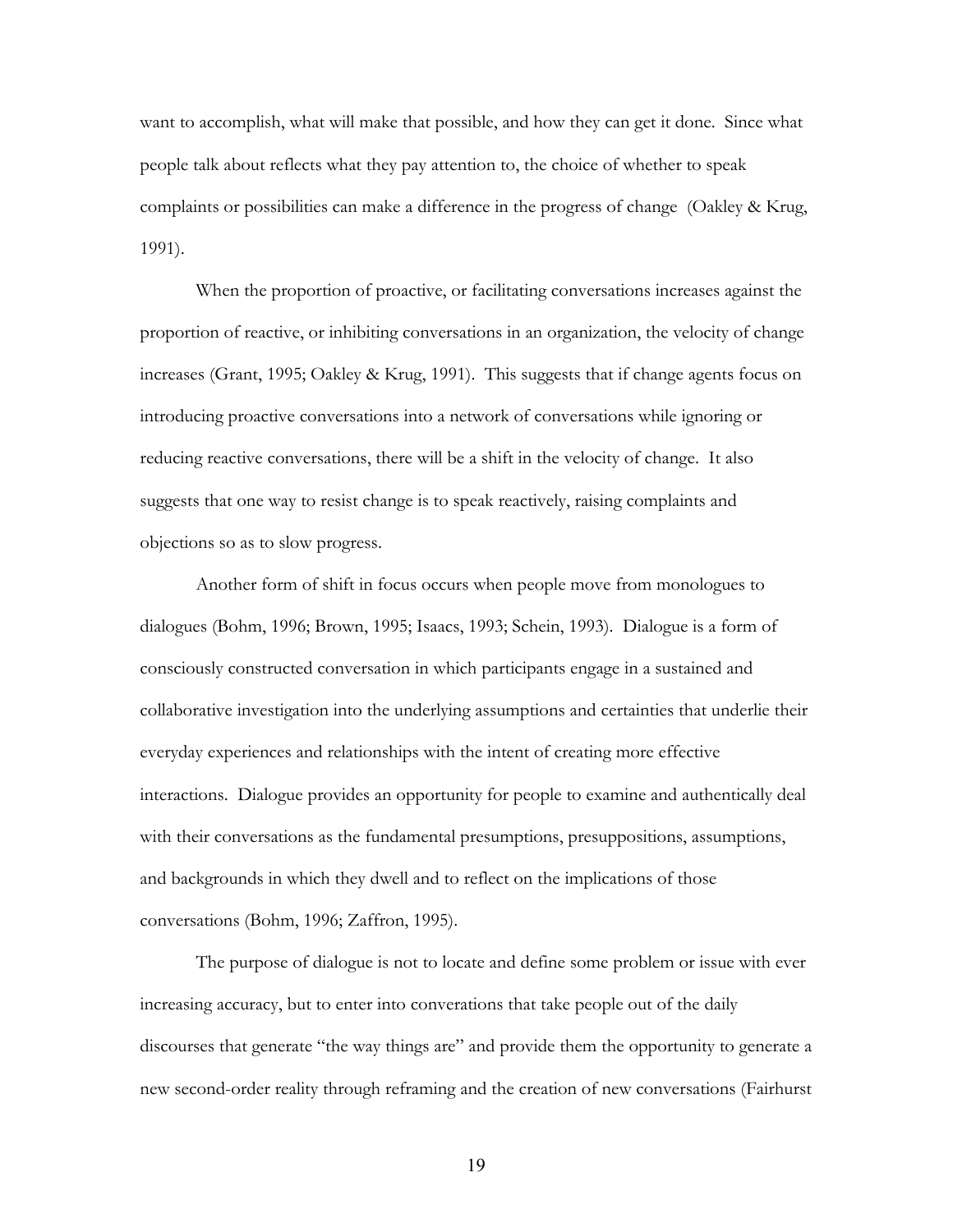want to accomplish, what will make that possible, and how they can get it done. Since what people talk about reflects what they pay attention to, the choice of whether to speak complaints or possibilities can make a difference in the progress of change (Oakley & Krug, 1991).

When the proportion of proactive, or facilitating conversations increases against the proportion of reactive, or inhibiting conversations in an organization, the velocity of change increases (Grant, 1995; Oakley & Krug, 1991). This suggests that if change agents focus on introducing proactive conversations into a network of conversations while ignoring or reducing reactive conversations, there will be a shift in the velocity of change. It also suggests that one way to resist change is to speak reactively, raising complaints and objections so as to slow progress.

Another form of shift in focus occurs when people move from monologues to dialogues (Bohm, 1996; Brown, 1995; Isaacs, 1993; Schein, 1993). Dialogue is a form of consciously constructed conversation in which participants engage in a sustained and collaborative investigation into the underlying assumptions and certainties that underlie their everyday experiences and relationships with the intent of creating more effective interactions. Dialogue provides an opportunity for people to examine and authentically deal with their conversations as the fundamental presumptions, presuppositions, assumptions, and backgrounds in which they dwell and to reflect on the implications of those conversations (Bohm, 1996; Zaffron, 1995).

The purpose of dialogue is not to locate and define some problem or issue with ever increasing accuracy, but to enter into converations that take people out of the daily discourses that generate "the way things are" and provide them the opportunity to generate a new second-order reality through reframing and the creation of new conversations (Fairhurst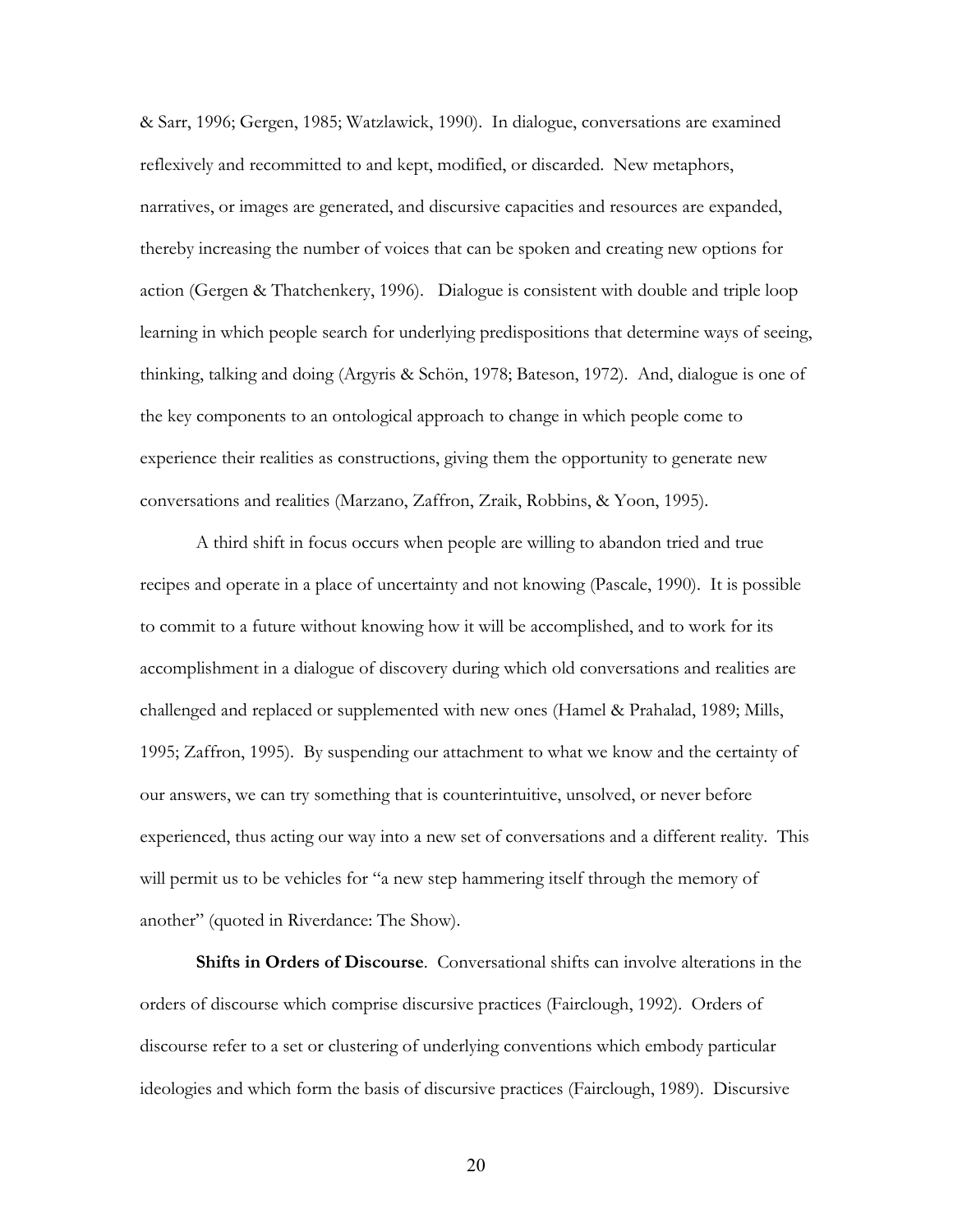& Sarr, 1996; Gergen, 1985; Watzlawick, 1990). In dialogue, conversations are examined reflexively and recommitted to and kept, modified, or discarded. New metaphors, narratives, or images are generated, and discursive capacities and resources are expanded, thereby increasing the number of voices that can be spoken and creating new options for action (Gergen & Thatchenkery, 1996). Dialogue is consistent with double and triple loop learning in which people search for underlying predispositions that determine ways of seeing, thinking, talking and doing (Argyris & Schön, 1978; Bateson, 1972). And, dialogue is one of the key components to an ontological approach to change in which people come to experience their realities as constructions, giving them the opportunity to generate new conversations and realities (Marzano, Zaffron, Zraik, Robbins, & Yoon, 1995).

A third shift in focus occurs when people are willing to abandon tried and true recipes and operate in a place of uncertainty and not knowing (Pascale, 1990). It is possible to commit to a future without knowing how it will be accomplished, and to work for its accomplishment in a dialogue of discovery during which old conversations and realities are challenged and replaced or supplemented with new ones (Hamel & Prahalad, 1989; Mills, 1995; Zaffron, 1995). By suspending our attachment to what we know and the certainty of our answers, we can try something that is counterintuitive, unsolved, or never before experienced, thus acting our way into a new set of conversations and a different reality. This will permit us to be vehicles for "a new step hammering itself through the memory of another" (quoted in Riverdance: The Show).

**Shifts in Orders of Discourse**. Conversational shifts can involve alterations in the orders of discourse which comprise discursive practices (Fairclough, 1992). Orders of discourse refer to a set or clustering of underlying conventions which embody particular ideologies and which form the basis of discursive practices (Fairclough, 1989). Discursive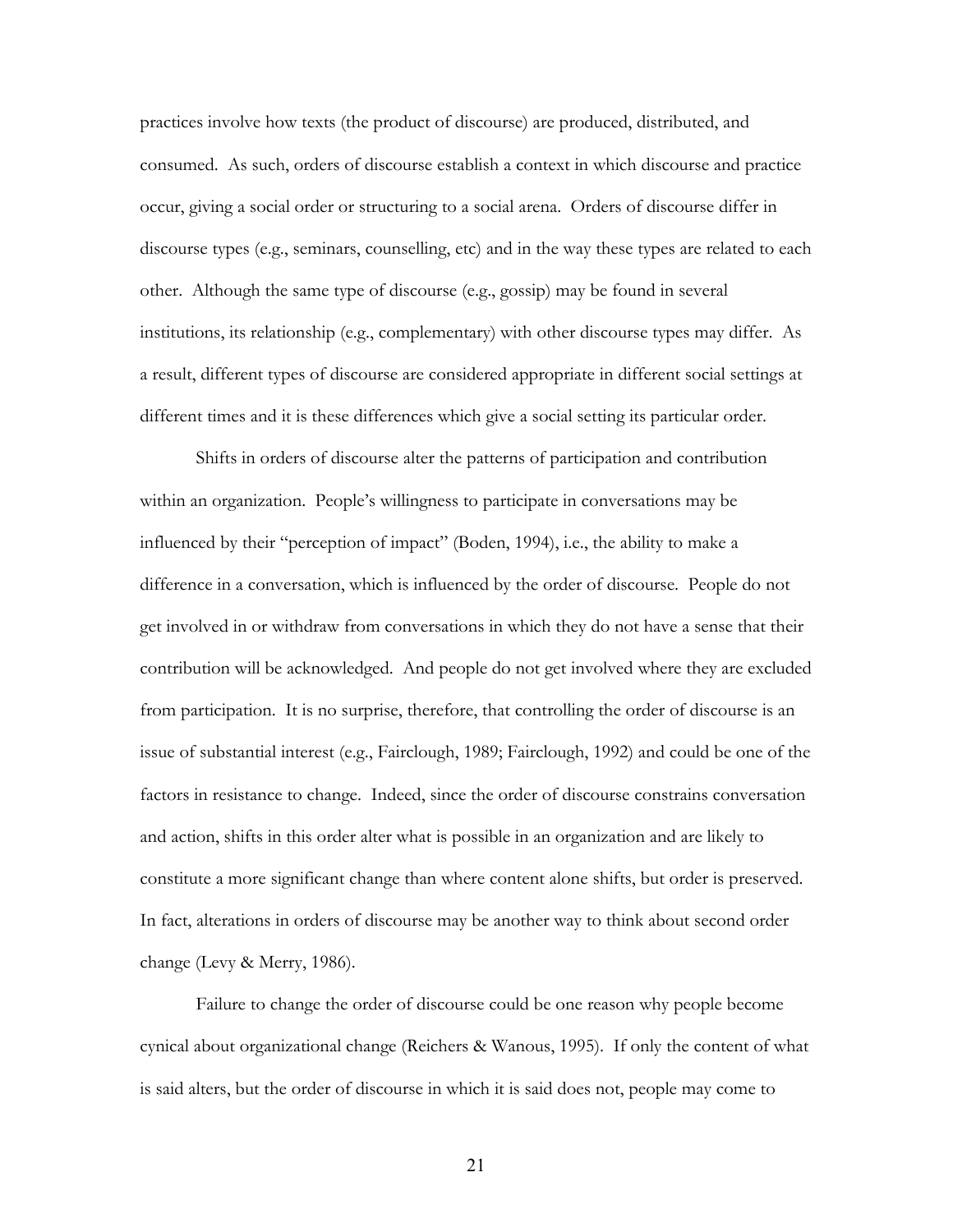practices involve how texts (the product of discourse) are produced, distributed, and consumed. As such, orders of discourse establish a context in which discourse and practice occur, giving a social order or structuring to a social arena. Orders of discourse differ in discourse types (e.g., seminars, counselling, etc) and in the way these types are related to each other. Although the same type of discourse (e.g., gossip) may be found in several institutions, its relationship (e.g., complementary) with other discourse types may differ. As a result, different types of discourse are considered appropriate in different social settings at different times and it is these differences which give a social setting its particular order.

Shifts in orders of discourse alter the patterns of participation and contribution within an organization. People's willingness to participate in conversations may be influenced by their "perception of impact" (Boden, 1994), i.e., the ability to make a difference in a conversation, which is influenced by the order of discourse. People do not get involved in or withdraw from conversations in which they do not have a sense that their contribution will be acknowledged. And people do not get involved where they are excluded from participation. It is no surprise, therefore, that controlling the order of discourse is an issue of substantial interest (e.g., Fairclough, 1989; Fairclough, 1992) and could be one of the factors in resistance to change. Indeed, since the order of discourse constrains conversation and action, shifts in this order alter what is possible in an organization and are likely to constitute a more significant change than where content alone shifts, but order is preserved. In fact, alterations in orders of discourse may be another way to think about second order change (Levy & Merry, 1986).

Failure to change the order of discourse could be one reason why people become cynical about organizational change (Reichers & Wanous, 1995). If only the content of what is said alters, but the order of discourse in which it is said does not, people may come to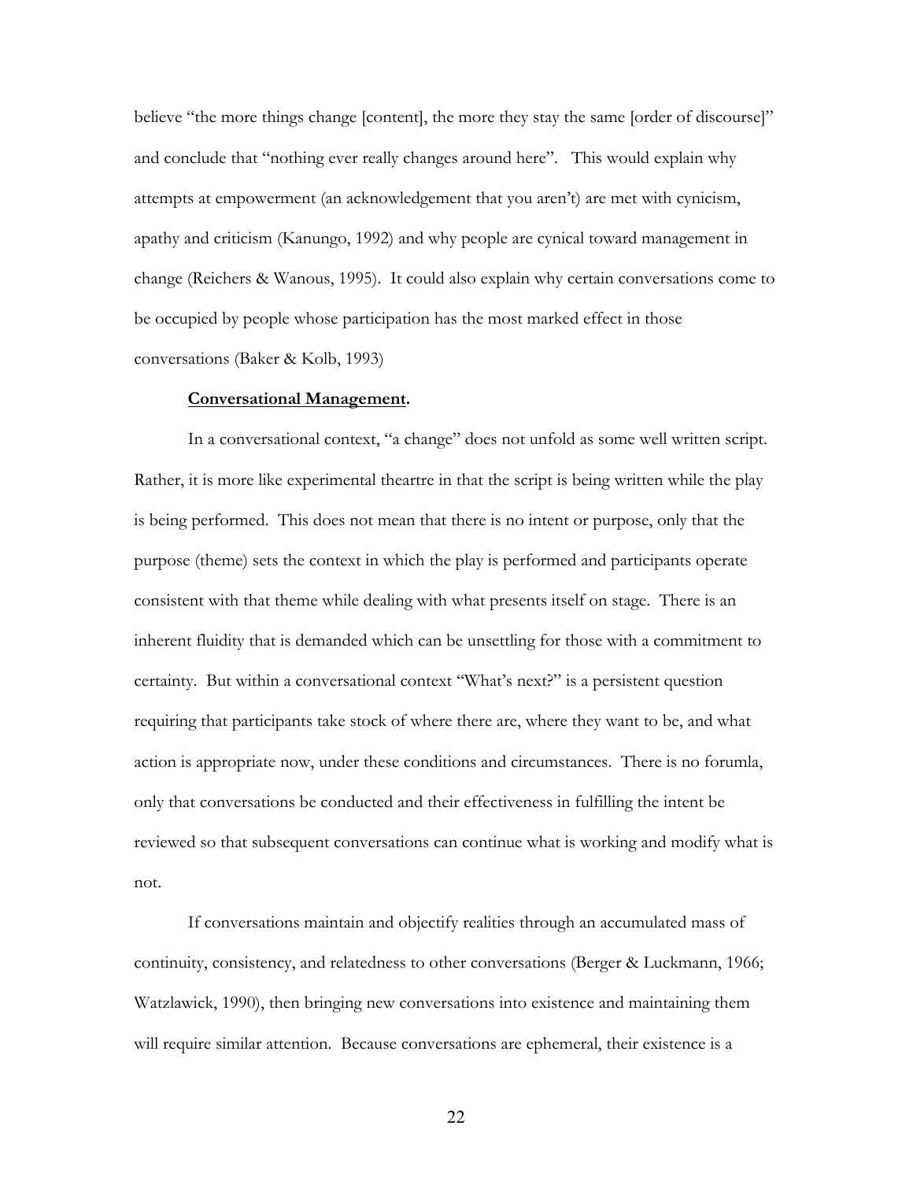believe “the more things change [content], the more they stay the same [order of discourse]” and conclude that “nothing ever really changes around here”. This would explain why attempts at empowerment (an acknowledgement that you aren’t) are met with cynicism, apathy and criticism (Kanungo, 1992) and why people are cynical toward management in change (Reichers & Wanous, 1995). It could also explain why certain conversations come to be occupied by people whose participation has the most marked effect in those conversations (Baker & Kolb, 1993)

**Conversational Management.**

In a conversational context, “a change” does not unfold as some well written script. Rather, it is more like experimental theartre in that the script is being written while the play is being performed. This does not mean that there is no intent or purpose, only that the purpose (theme) sets the context in which the play is performed and participants operate consistent with that theme while dealing with what presents itself on stage. There is an inherent fluidity that is demanded which can be unsettling for those with a commitment to certainty. But within a conversational context “What’s next?” is a persistent question requiring that participants take stock of where there are, where they want to be, and what action is appropriate now, under these conditions and circumstances. There is no forumla, only that conversations be conducted and their effectiveness in fulfilling the intent be reviewed so that subsequent conversations can continue what is working and modify what is not.

If conversations maintain and objectify realities through an accumulated mass of continuity, consistency, and relatedness to other conversations (Berger & Luckmann, 1966; Watzlawick, 1990), then bringing new conversations into existence and maintaining them will require similar attention. Because conversations are ephemeral, their existence is a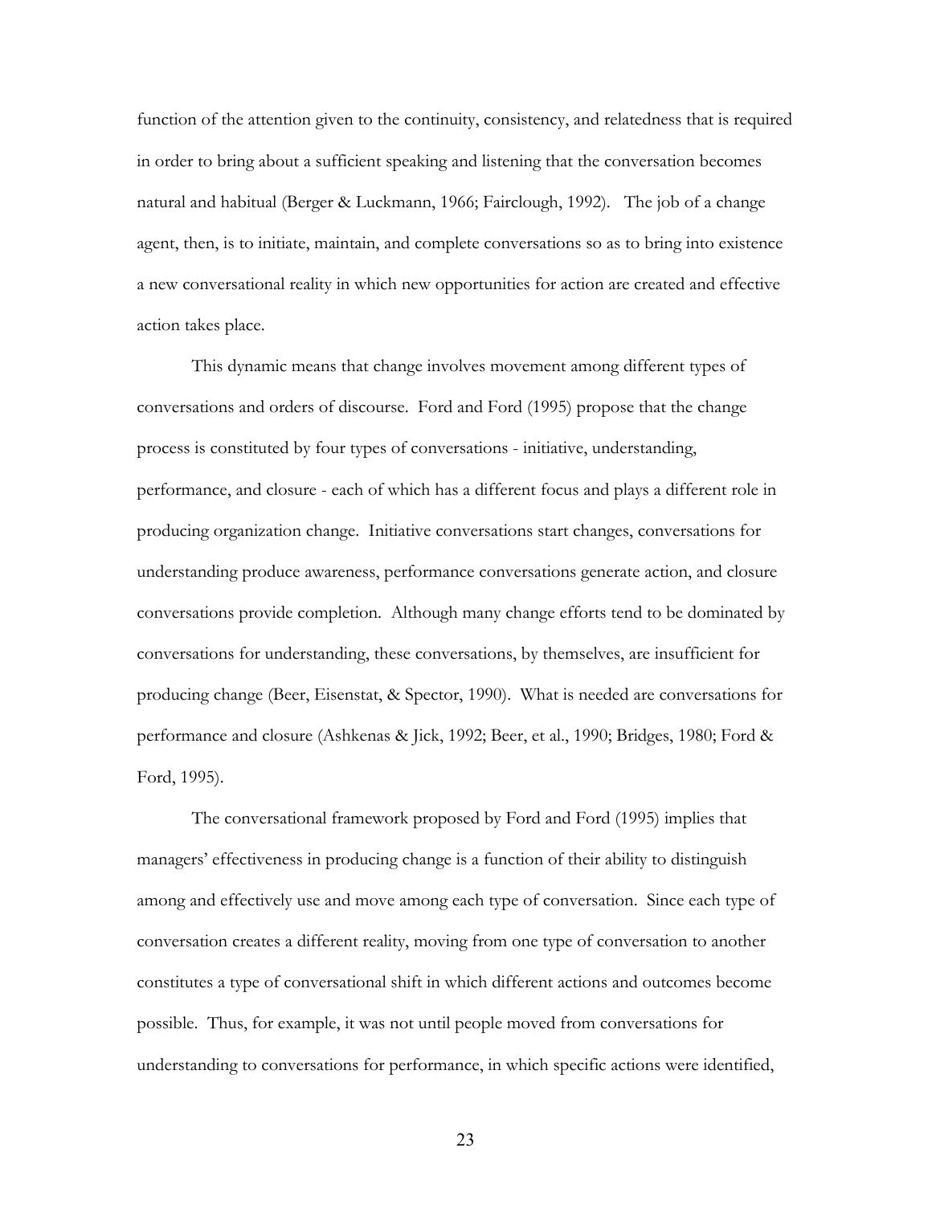function of the attention given to the continuity, consistency, and relatedness that is required in order to bring about a sufficient speaking and listening that the conversation becomes natural and habitual (Berger & Luckmann, 1966; Fairclough, 1992). The job of a change agent, then, is to initiate, maintain, and complete conversations so as to bring into existence a new conversational reality in which new opportunities for action are created and effective action takes place.

This dynamic means that change involves movement among different types of conversations and orders of discourse. Ford and Ford (1995) propose that the change process is constituted by four types of conversations - initiative, understanding, performance, and closure - each of which has a different focus and plays a different role in producing organization change. Initiative conversations start changes, conversations for understanding produce awareness, performance conversations generate action, and closure conversations provide completion. Although many change efforts tend to be dominated by conversations for understanding, these conversations, by themselves, are insufficient for producing change (Beer, Eisenstat, & Spector, 1990). What is needed are conversations for performance and closure (Ashkenas & Jick, 1992; Beer, et al., 1990; Bridges, 1980; Ford & Ford, 1995).

The conversational framework proposed by Ford and Ford (1995) implies that managers' effectiveness in producing change is a function of their ability to distinguish among and effectively use and move among each type of conversation. Since each type of conversation creates a different reality, moving from one type of conversation to another constitutes a type of conversational shift in which different actions and outcomes become possible. Thus, for example, it was not until people moved from conversations for understanding to conversations for performance, in which specific actions were identified,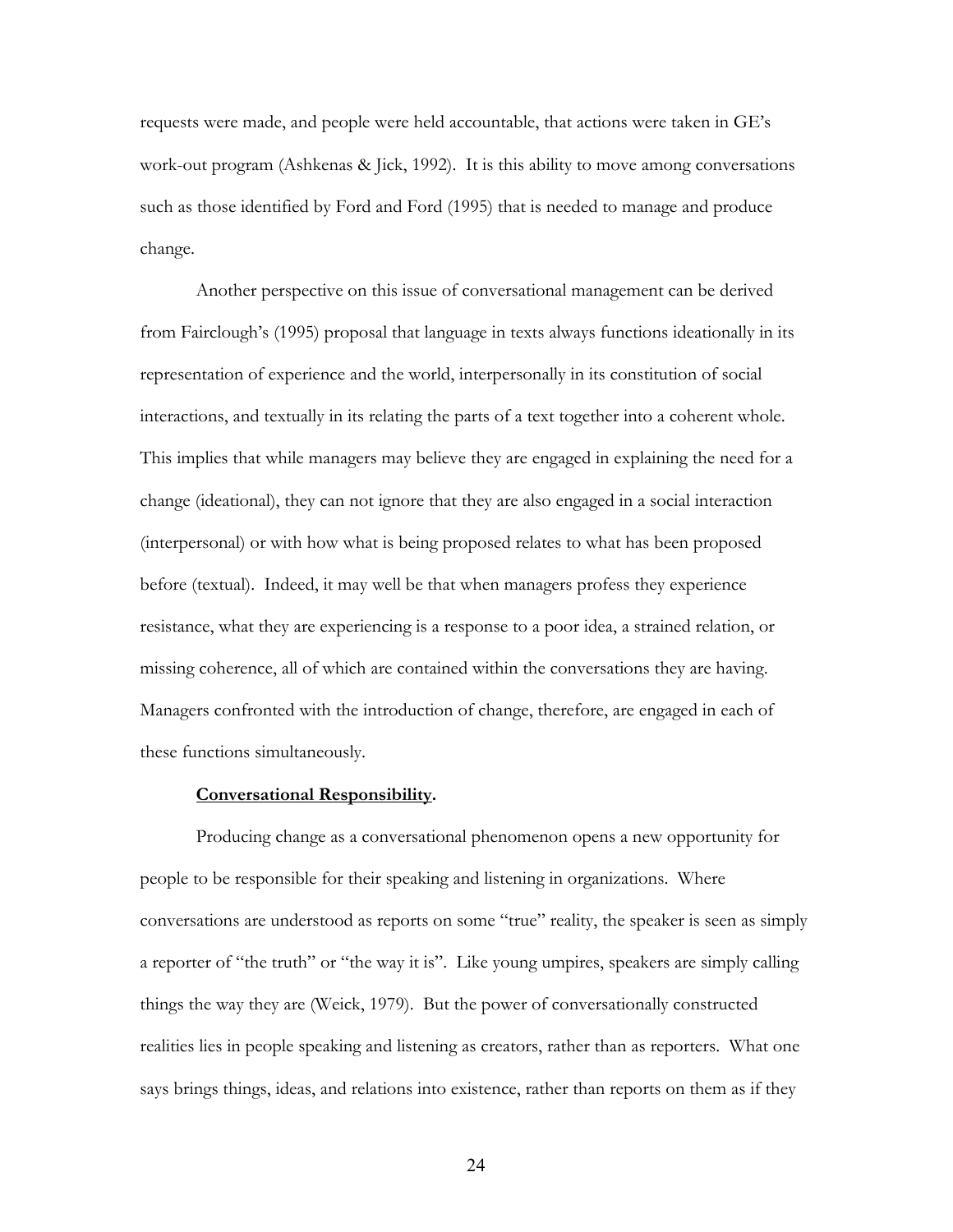requests were made, and people were held accountable, that actions were taken in GE's work-out program (Ashkenas & Jick, 1992). It is this ability to move among conversations such as those identified by Ford and Ford (1995) that is needed to manage and produce change.

Another perspective on this issue of conversational management can be derived from Fairclough's (1995) proposal that language in texts always functions ideationally in its representation of experience and the world, interpersonally in its constitution of social interactions, and textually in its relating the parts of a text together into a coherent whole. This implies that while managers may believe they are engaged in explaining the need for a change (ideational), they can not ignore that they are also engaged in a social interaction (interpersonal) or with how what is being proposed relates to what has been proposed before (textual). Indeed, it may well be that when managers profess they experience resistance, what they are experiencing is a response to a poor idea, a strained relation, or missing coherence, all of which are contained within the conversations they are having. Managers confronted with the introduction of change, therefore, are engaged in each of these functions simultaneously.

**<u>Conversational Responsibility</u>.**

Producing change as a conversational phenomenon opens a new opportunity for people to be responsible for their speaking and listening in organizations. Where conversations are understood as reports on some "true" reality, the speaker is seen as simply a reporter of "the truth" or "the way it is". Like young umpires, speakers are simply calling things the way they are (Weick, 1979). But the power of conversationally constructed realities lies in people speaking and listening as creators, rather than as reporters. What one says brings things, ideas, and relations into existence, rather than reports on them as if they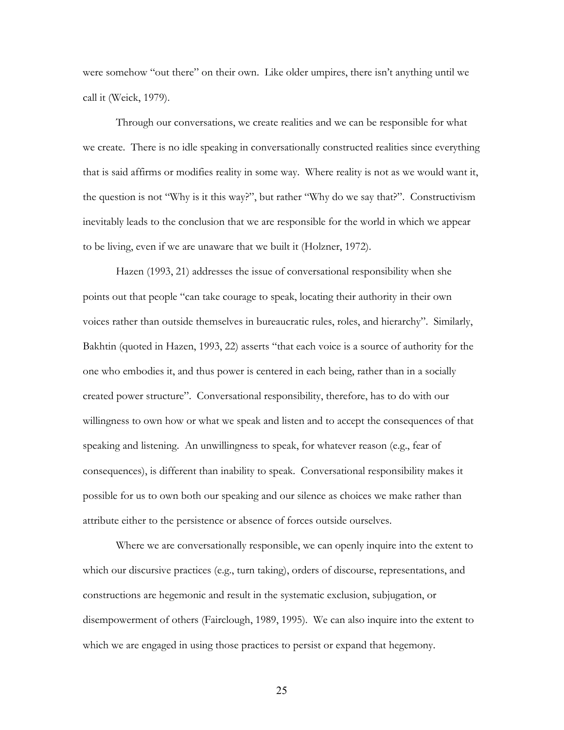were somehow "out there" on their own. Like older umpires, there isn't anything until we call it (Weick, 1979).

Through our conversations, we create realities and we can be responsible for what we create. There is no idle speaking in conversationally constructed realities since everything that is said affirms or modifies reality in some way. Where reality is not as we would want it, the question is not "Why is it this way?", but rather "Why do we say that?". Constructivism inevitably leads to the conclusion that we are responsible for the world in which we appear to be living, even if we are unaware that we built it (Holzner, 1972).

Hazen (1993, 21) addresses the issue of conversational responsibility when she points out that people "can take courage to speak, locating their authority in their own voices rather than outside themselves in bureaucratic rules, roles, and hierarchy". Similarly, Bakhtin (quoted in Hazen, 1993, 22) asserts "that each voice is a source of authority for the one who embodies it, and thus power is centered in each being, rather than in a socially created power structure". Conversational responsibility, therefore, has to do with our willingness to own how or what we speak and listen and to accept the consequences of that speaking and listening. An unwillingness to speak, for whatever reason (e.g., fear of consequences), is different than inability to speak. Conversational responsibility makes it possible for us to own both our speaking and our silence as choices we make rather than attribute either to the persistence or absence of forces outside ourselves.

Where we are conversationally responsible, we can openly inquire into the extent to which our discursive practices (e.g., turn taking), orders of discourse, representations, and constructions are hegemonic and result in the systematic exclusion, subjugation, or disempowerment of others (Fairclough, 1989, 1995). We can also inquire into the extent to which we are engaged in using those practices to persist or expand that hegemony.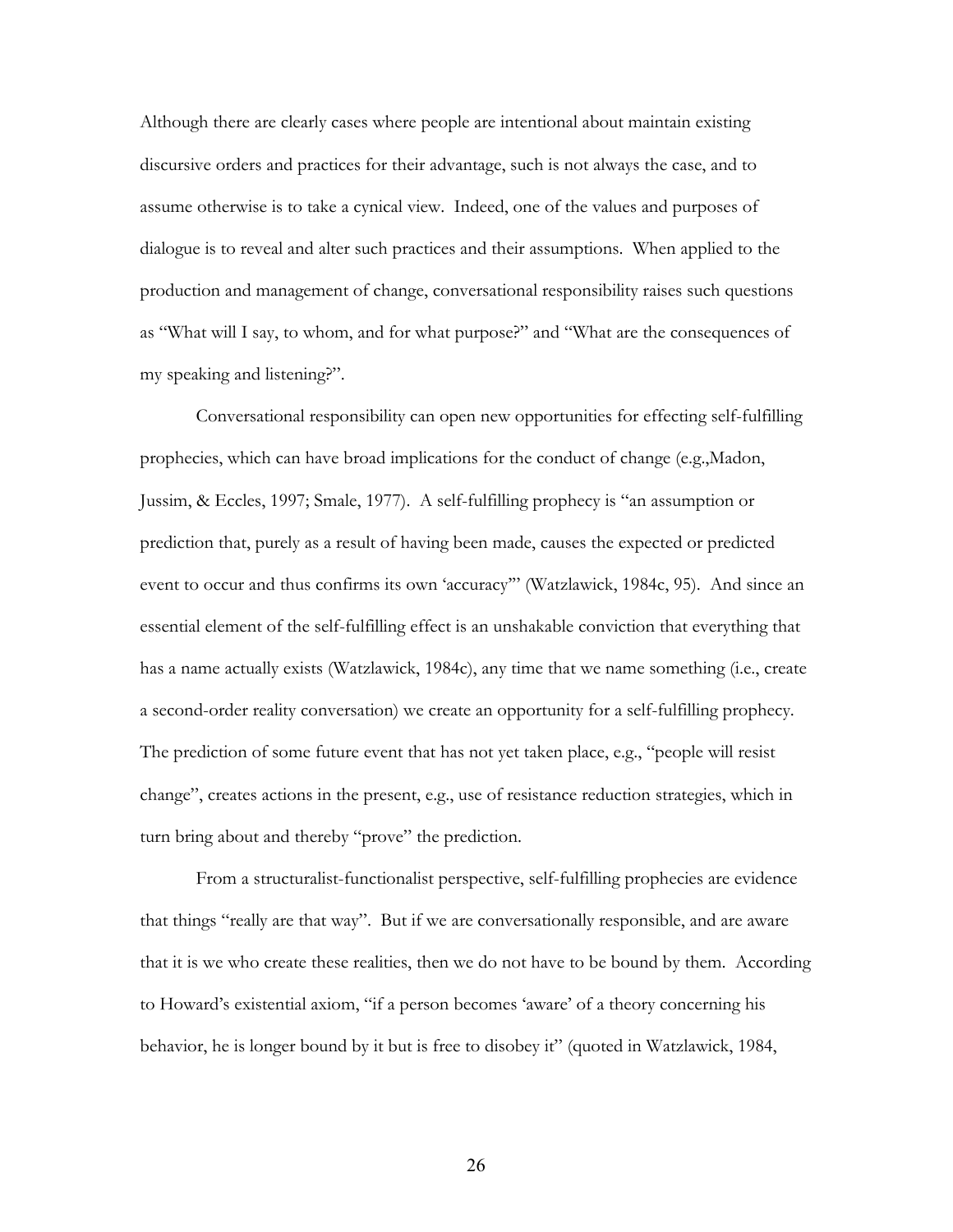Although there are clearly cases where people are intentional about maintain existing discursive orders and practices for their advantage, such is not always the case, and to assume otherwise is to take a cynical view. Indeed, one of the values and purposes of dialogue is to reveal and alter such practices and their assumptions. When applied to the production and management of change, conversational responsibility raises such questions as "What will I say, to whom, and for what purpose?" and "What are the consequences of my speaking and listening?".

Conversational responsibility can open new opportunities for effecting self-fulfilling prophecies, which can have broad implications for the conduct of change (e.g.,Madon, Jussim, & Eccles, 1997; Smale, 1977). A self-fulfilling prophecy is "an assumption or prediction that, purely as a result of having been made, causes the expected or predicted event to occur and thus confirms its own 'accuracy'" (Watzlawick, 1984c, 95). And since an essential element of the self-fulfilling effect is an unshakable conviction that everything that has a name actually exists (Watzlawick, 1984c), any time that we name something (i.e., create a second-order reality conversation) we create an opportunity for a self-fulfilling prophecy. The prediction of some future event that has not yet taken place, e.g., "people will resist change", creates actions in the present, e.g., use of resistance reduction strategies, which in turn bring about and thereby "prove" the prediction.

From a structuralist-functionalist perspective, self-fulfilling prophecies are evidence that things "really are that way". But if we are conversationally responsible, and are aware that it is we who create these realities, then we do not have to be bound by them. According to Howard's existential axiom, "if a person becomes 'aware' of a theory concerning his behavior, he is longer bound by it but is free to disobey it" (quoted in Watzlawick, 1984,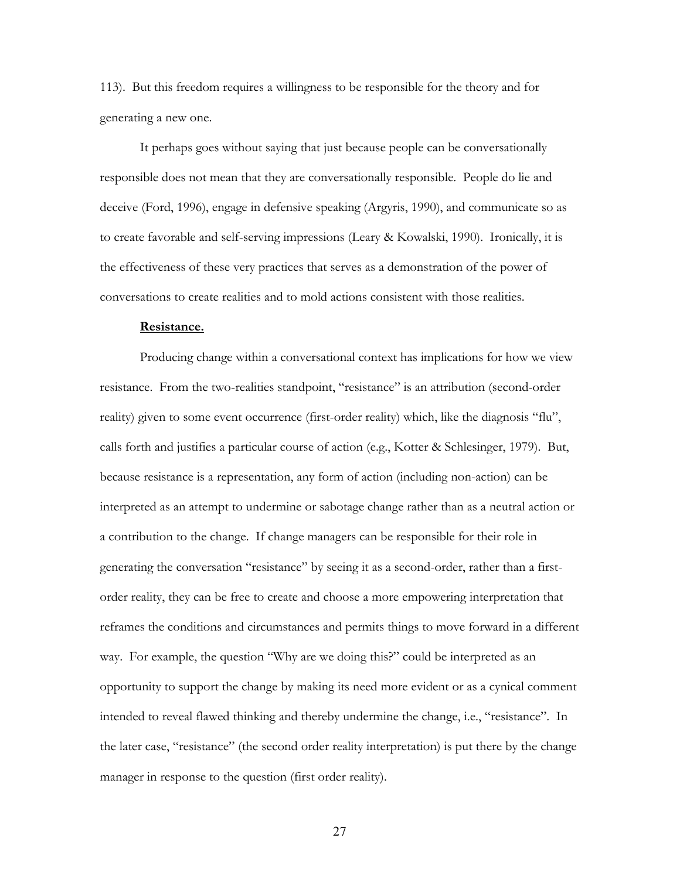113). But this freedom requires a willingness to be responsible for the theory and for generating a new one.

It perhaps goes without saying that just because people can be conversationally responsible does not mean that they are conversationally responsible. People do lie and deceive (Ford, 1996), engage in defensive speaking (Argyris, 1990), and communicate so as to create favorable and self-serving impressions (Leary & Kowalski, 1990). Ironically, it is the effectiveness of these very practices that serves as a demonstration of the power of conversations to create realities and to mold actions consistent with those realities.

**Resistance.**

Producing change within a conversational context has implications for how we view resistance. From the two-realities standpoint, "resistance" is an attribution (second-order reality) given to some event occurrence (first-order reality) which, like the diagnosis "flu", calls forth and justifies a particular course of action (e.g., Kotter & Schlesinger, 1979). But, because resistance is a representation, any form of action (including non-action) can be interpreted as an attempt to undermine or sabotage change rather than as a neutral action or a contribution to the change. If change managers can be responsible for their role in generating the conversation "resistance" by seeing it as a second-order, rather than a first-order reality, they can be free to create and choose a more empowering interpretation that reframes the conditions and circumstances and permits things to move forward in a different way. For example, the question "Why are we doing this?" could be interpreted as an opportunity to support the change by making its need more evident or as a cynical comment intended to reveal flawed thinking and thereby undermine the change, i.e., "resistance". In the later case, "resistance" (the second order reality interpretation) is put there by the change manager in response to the question (first order reality).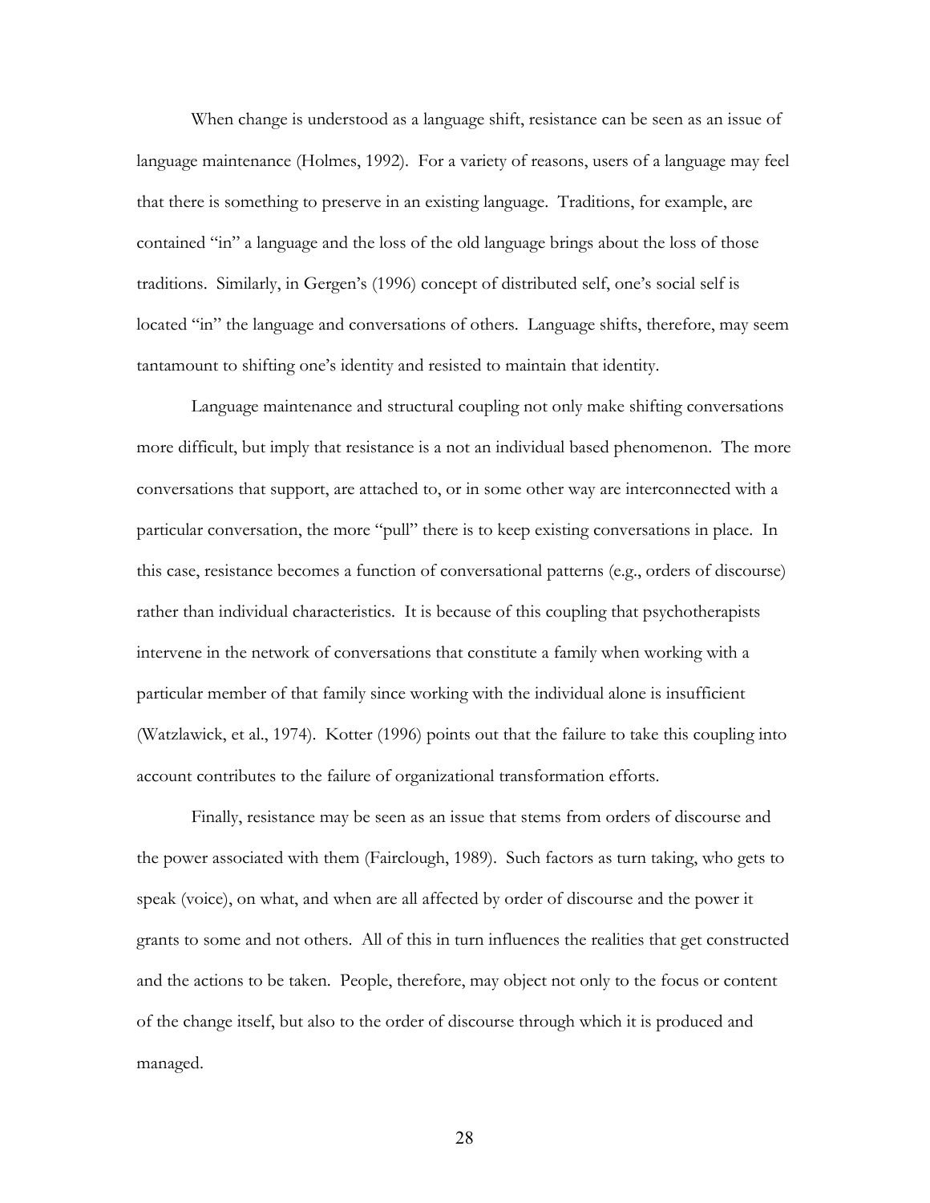When change is understood as a language shift, resistance can be seen as an issue of language maintenance (Holmes, 1992). For a variety of reasons, users of a language may feel that there is something to preserve in an existing language. Traditions, for example, are contained "in" a language and the loss of the old language brings about the loss of those traditions. Similarly, in Gergen's (1996) concept of distributed self, one's social self is located "in" the language and conversations of others. Language shifts, therefore, may seem tantamount to shifting one's identity and resisted to maintain that identity.

Language maintenance and structural coupling not only make shifting conversations more difficult, but imply that resistance is a not an individual based phenomenon. The more conversations that support, are attached to, or in some other way are interconnected with a particular conversation, the more "pull" there is to keep existing conversations in place. In this case, resistance becomes a function of conversational patterns (e.g., orders of discourse) rather than individual characteristics. It is because of this coupling that psychotherapists intervene in the network of conversations that constitute a family when working with a particular member of that family since working with the individual alone is insufficient (Watzlawick, et al., 1974). Kotter (1996) points out that the failure to take this coupling into account contributes to the failure of organizational transformation efforts.

Finally, resistance may be seen as an issue that stems from orders of discourse and the power associated with them (Fairclough, 1989). Such factors as turn taking, who gets to speak (voice), on what, and when are all affected by order of discourse and the power it grants to some and not others. All of this in turn influences the realities that get constructed and the actions to be taken. People, therefore, may object not only to the focus or content of the change itself, but also to the order of discourse through which it is produced and managed.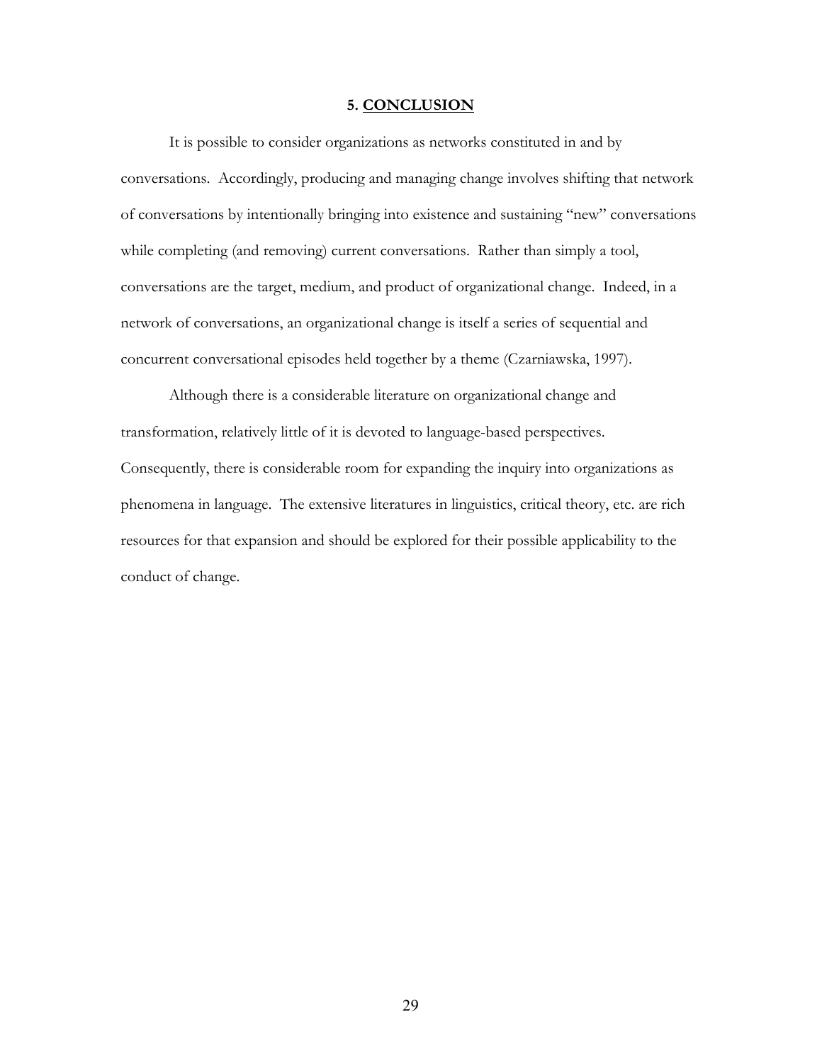## 5. CONCLUSION

It is possible to consider organizations as networks constituted in and by conversations. Accordingly, producing and managing change involves shifting that network of conversations by intentionally bringing into existence and sustaining "new" conversations while completing (and removing) current conversations. Rather than simply a tool, conversations are the target, medium, and product of organizational change. Indeed, in a network of conversations, an organizational change is itself a series of sequential and concurrent conversational episodes held together by a theme (Czarniawska, 1997).

Although there is a considerable literature on organizational change and transformation, relatively little of it is devoted to language-based perspectives. Consequently, there is considerable room for expanding the inquiry into organizations as phenomena in language. The extensive literatures in linguistics, critical theory, etc. are rich resources for that expansion and should be explored for their possible applicability to the conduct of change.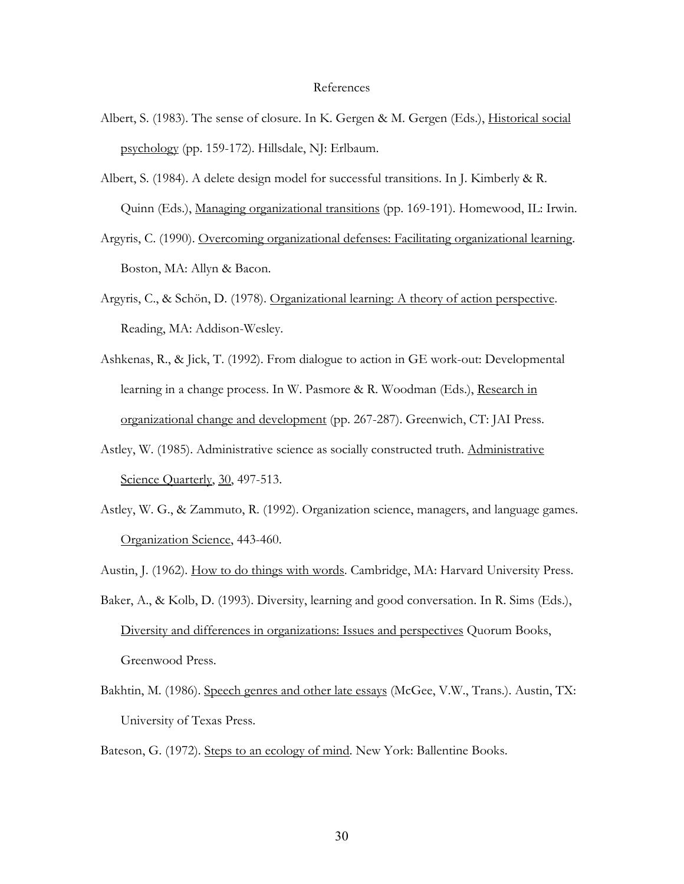# References

Albert, S. (1983). The sense of closure. In K. Gergen & M. Gergen (Eds.), Historical social psychology (pp. 159-172). Hillsdale, NJ: Erlbaum.

Albert, S. (1984). A delete design model for successful transitions. In J. Kimberly & R. Quinn (Eds.), Managing organizational transitions (pp. 169-191). Homewood, IL: Irwin.

Argyris, C. (1990). Overcoming organizational defenses: Facilitating organizational learning. Boston, MA: Allyn & Bacon.

Argyris, C., & Schön, D. (1978). Organizational learning: A theory of action perspective. Reading, MA: Addison-Wesley.

Ashkenas, R., & Jick, T. (1992). From dialogue to action in GE work-out: Developmental learning in a change process. In W. Pasmore & R. Woodman (Eds.), Research in organizational change and development (pp. 267-287). Greenwich, CT: JAI Press.

Astley, W. (1985). Administrative science as socially constructed truth. Administrative Science Quarterly, 30, 497-513.

Astley, W. G., & Zammuto, R. (1992). Organization science, managers, and language games. Organization Science, 443-460.

Austin, J. (1962). How to do things with words. Cambridge, MA: Harvard University Press.

Baker, A., & Kolb, D. (1993). Diversity, learning and good conversation. In R. Sims (Eds.), Diversity and differences in organizations: Issues and perspectives Quorum Books, Greenwood Press.

Bakhtin, M. (1986). Speech genres and other late essays (McGee, V.W., Trans.). Austin, TX: University of Texas Press.

Bateson, G. (1972). Steps to an ecology of mind. New York: Ballentine Books.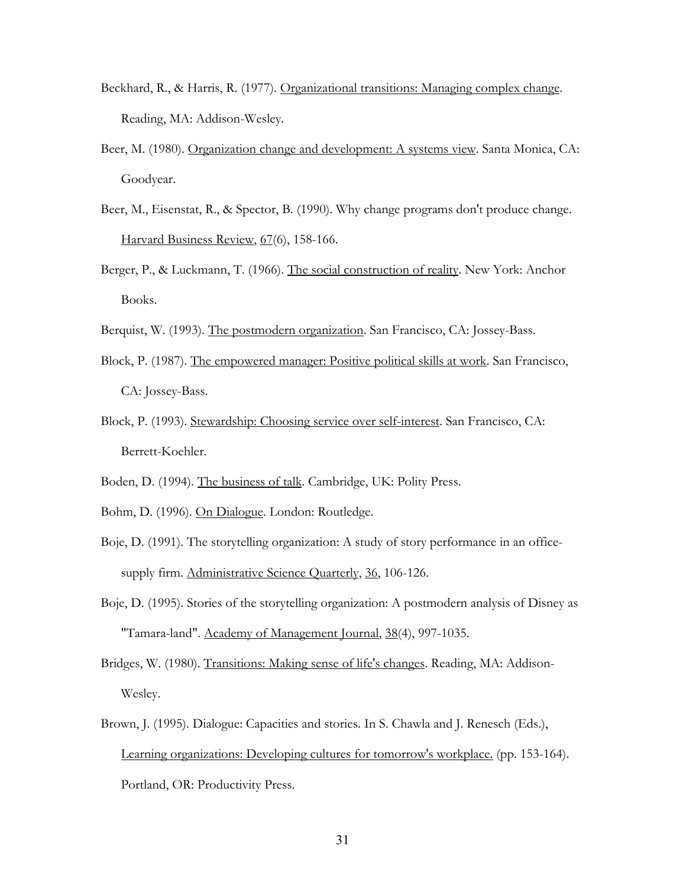Beckhard, R., & Harris, R. (1977). Organizational transitions: Managing complex change. Reading, MA: Addison-Wesley.

Beer, M. (1980). Organization change and development: A systems view. Santa Monica, CA: Goodyear.

Beer, M., Eisenstat, R., & Spector, B. (1990). Why change programs don't produce change. Harvard Business Review, 67(6), 158-166.

Berger, P., & Luckmann, T. (1966). The social construction of reality. New York: Anchor Books.

Berquist, W. (1993). The postmodern organization. San Francisco, CA: Jossey-Bass.

Block, P. (1987). The empowered manager: Positive political skills at work. San Francisco, CA: Jossey-Bass.

Block, P. (1993). Stewardship: Choosing service over self-interest. San Francisco, CA: Berrett-Koehler.

Boden, D. (1994). The business of talk. Cambridge, UK: Polity Press.

Bohm, D. (1996). On Dialogue. London: Routledge.

Boje, D. (1991). The storytelling organization: A study of story performance in an office-supply firm. Administrative Science Quarterly, 36, 106-126.

Boje, D. (1995). Stories of the storytelling organization: A postmodern analysis of Disney as "Tamara-land". Academy of Management Journal, 38(4), 997-1035.

Bridges, W. (1980). Transitions: Making sense of life's changes. Reading, MA: Addison-Wesley.

Brown, J. (1995). Dialogue: Capacities and stories. In S. Chawla and J. Renesch (Eds.), Learning organizations: Developing cultures for tomorrow's workplace. (pp. 153-164). Portland, OR: Productivity Press.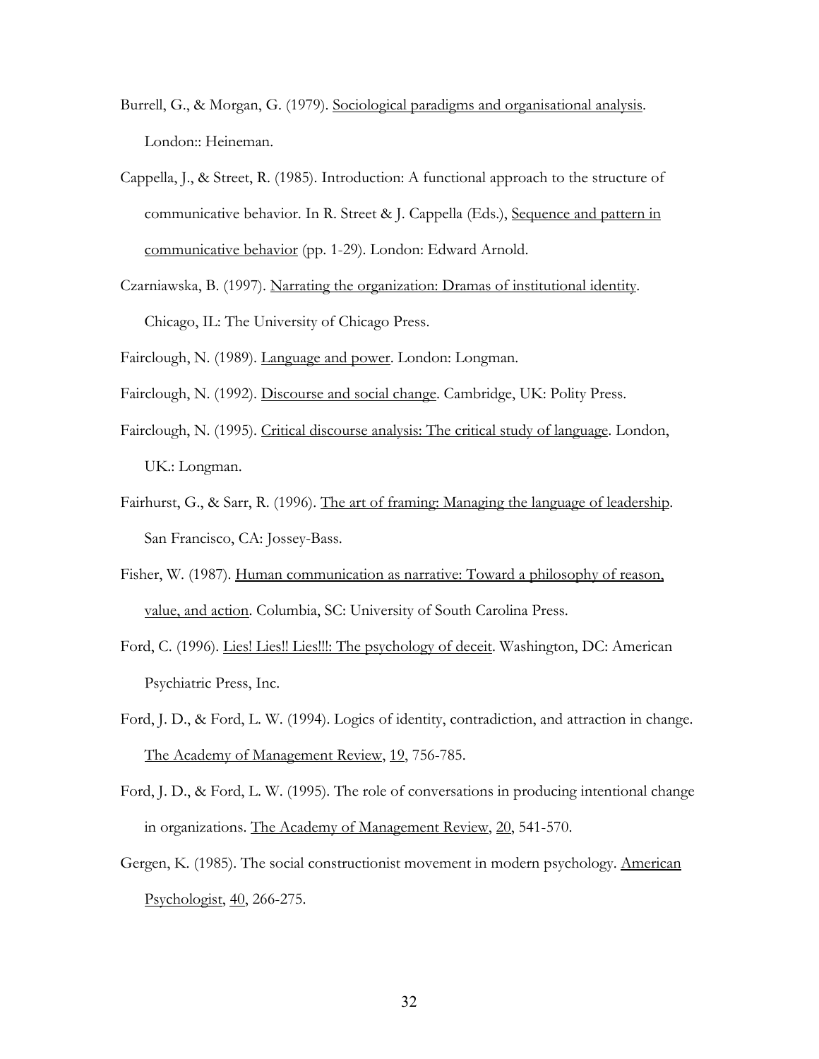Burrell, G., & Morgan, G. (1979). Sociological paradigms and organisational analysis. London:: Heineman.

Cappella, J., & Street, R. (1985). Introduction: A functional approach to the structure of communicative behavior. In R. Street & J. Cappella (Eds.), Sequence and pattern in communicative behavior (pp. 1-29). London: Edward Arnold.

Czarniawska, B. (1997). Narrating the organization: Dramas of institutional identity. Chicago, IL: The University of Chicago Press.

Fairclough, N. (1989). Language and power. London: Longman.

Fairclough, N. (1992). Discourse and social change. Cambridge, UK: Polity Press.

Fairclough, N. (1995). Critical discourse analysis: The critical study of language. London, UK.: Longman.

Fairhurst, G., & Sarr, R. (1996). The art of framing: Managing the language of leadership. San Francisco, CA: Jossey-Bass.

Fisher, W. (1987). Human communication as narrative: Toward a philosophy of reason, value, and action. Columbia, SC: University of South Carolina Press.

Ford, C. (1996). Lies! Lies!! Lies!!!: The psychology of deceit. Washington, DC: American Psychiatric Press, Inc.

Ford, J. D., & Ford, L. W. (1994). Logics of identity, contradiction, and attraction in change. The Academy of Management Review, 19, 756-785.

Ford, J. D., & Ford, L. W. (1995). The role of conversations in producing intentional change in organizations. The Academy of Management Review, 20, 541-570.

Gergen, K. (1985). The social constructionist movement in modern psychology. American Psychologist, 40, 266-275.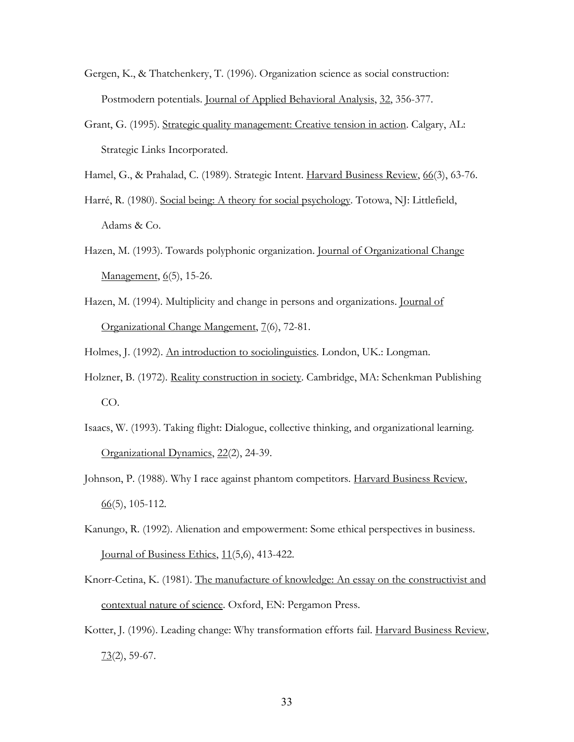Gergen, K., & Thatchenkery, T. (1996). Organization science as social construction: Postmodern potentials. Journal of Applied Behavioral Analysis, 32, 356-377.

Grant, G. (1995). Strategic quality management: Creative tension in action. Calgary, AL: Strategic Links Incorporated.

Hamel, G., & Prahalad, C. (1989). Strategic Intent. Harvard Business Review, 66(3), 63-76.

Harré, R. (1980). Social being: A theory for social psychology. Totowa, NJ: Littlefield, Adams & Co.

Hazen, M. (1993). Towards polyphonic organization. Journal of Organizational Change Management, 6(5), 15-26.

Hazen, M. (1994). Multiplicity and change in persons and organizations. Journal of Organizational Change Mangement, 7(6), 72-81.

Holmes, J. (1992). An introduction to sociolinguistics. London, UK.: Longman.

Holzner, B. (1972). Reality construction in society. Cambridge, MA: Schenkman Publishing CO.

Isaacs, W. (1993). Taking flight: Dialogue, collective thinking, and organizational learning. Organizational Dynamics, 22(2), 24-39.

Johnson, P. (1988). Why I race against phantom competitors. Harvard Business Review, 66(5), 105-112.

Kanungo, R. (1992). Alienation and empowerment: Some ethical perspectives in business. Journal of Business Ethics, 11(5,6), 413-422.

Knorr-Cetina, K. (1981). The manufacture of knowledge: An essay on the constructivist and contextual nature of science. Oxford, EN: Pergamon Press.

Kotter, J. (1996). Leading change: Why transformation efforts fail. Harvard Business Review, 73(2), 59-67.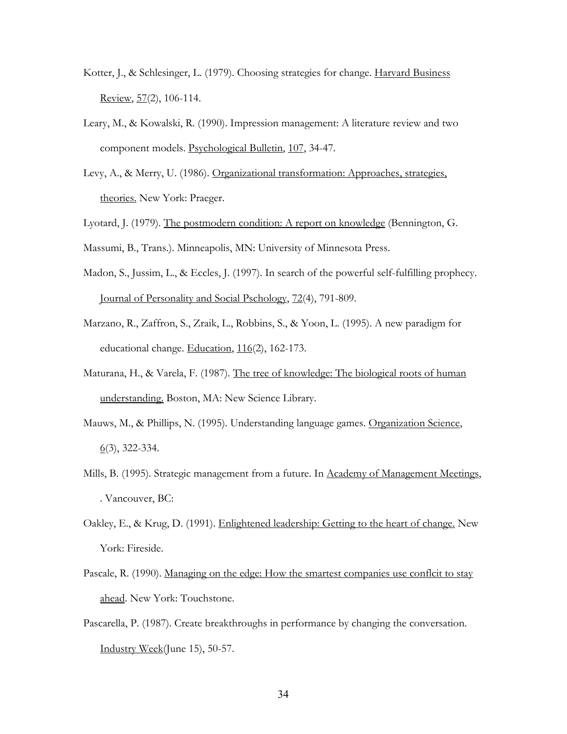Kotter, J., & Schlesinger, L. (1979). Choosing strategies for change. Harvard Business Review, 57(2), 106-114.

Leary, M., & Kowalski, R. (1990). Impression management: A literature review and two component models. Psychological Bulletin, 107, 34-47.

Levy, A., & Merry, U. (1986). Organizational transformation: Approaches, strategies, theories. New York: Praeger.

Lyotard, J. (1979). The postmodern condition: A report on knowledge (Bennington, G.

Massumi, B., Trans.). Minneapolis, MN: University of Minnesota Press.

Madon, S., Jussim, L., & Eccles, J. (1997). In search of the powerful self-fulfilling prophecy. Journal of Personality and Social Pschology, 72(4), 791-809.

Marzano, R., Zaffron, S., Zraik, L., Robbins, S., & Yoon, L. (1995). A new paradigm for educational change. Education, 116(2), 162-173.

Maturana, H., & Varela, F. (1987). The tree of knowledge: The biological roots of human understanding. Boston, MA: New Science Library.

Mauws, M., & Phillips, N. (1995). Understanding language games. Organization Science, 6(3), 322-334.

Mills, B. (1995). Strategic management from a future. In Academy of Management Meetings, . Vancouver, BC:

Oakley, E., & Krug, D. (1991). Enlightened leadership: Getting to the heart of change. New York: Fireside.

Pascale, R. (1990). Managing on the edge: How the smartest companies use conflcit to stay ahead. New York: Touchstone.

Pascarella, P. (1987). Create breakthroughs in performance by changing the conversation. Industry Week(June 15), 50-57.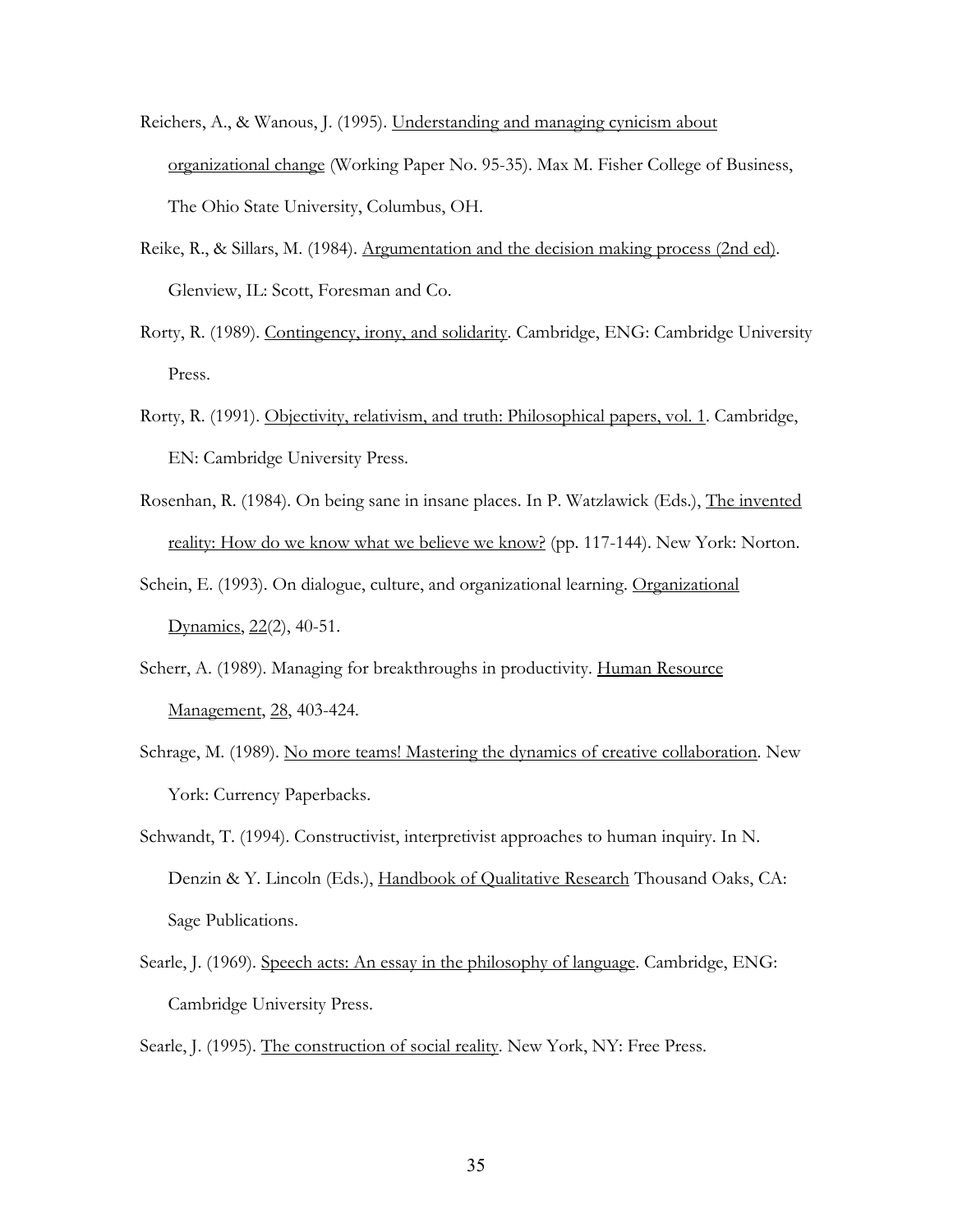Reichers, A., & Wanous, J. (1995). Understanding and managing cynicism about organizational change (Working Paper No. 95-35). Max M. Fisher College of Business, The Ohio State University, Columbus, OH.

Reike, R., & Sillars, M. (1984). Argumentation and the decision making process (2nd ed). Glenview, IL: Scott, Foresman and Co.

Rorty, R. (1989). Contingency, irony, and solidarity. Cambridge, ENG: Cambridge University Press.

Rorty, R. (1991). Objectivity, relativism, and truth: Philosophical papers, vol. 1. Cambridge, EN: Cambridge University Press.

Rosenhan, R. (1984). On being sane in insane places. In P. Watzlawick (Eds.), The invented reality: How do we know what we believe we know? (pp. 117-144). New York: Norton.

Schein, E. (1993). On dialogue, culture, and organizational learning. Organizational Dynamics, 22(2), 40-51.

Scherr, A. (1989). Managing for breakthroughs in productivity. Human Resource Management, 28, 403-424.

Schrage, M. (1989). No more teams! Mastering the dynamics of creative collaboration. New York: Currency Paperbacks.

Schwandt, T. (1994). Constructivist, interpretivist approaches to human inquiry. In N. Denzin & Y. Lincoln (Eds.), Handbook of Qualitative Research Thousand Oaks, CA: Sage Publications.

Searle, J. (1969). Speech acts: An essay in the philosophy of language. Cambridge, ENG: Cambridge University Press.

Searle, J. (1995). The construction of social reality. New York, NY: Free Press.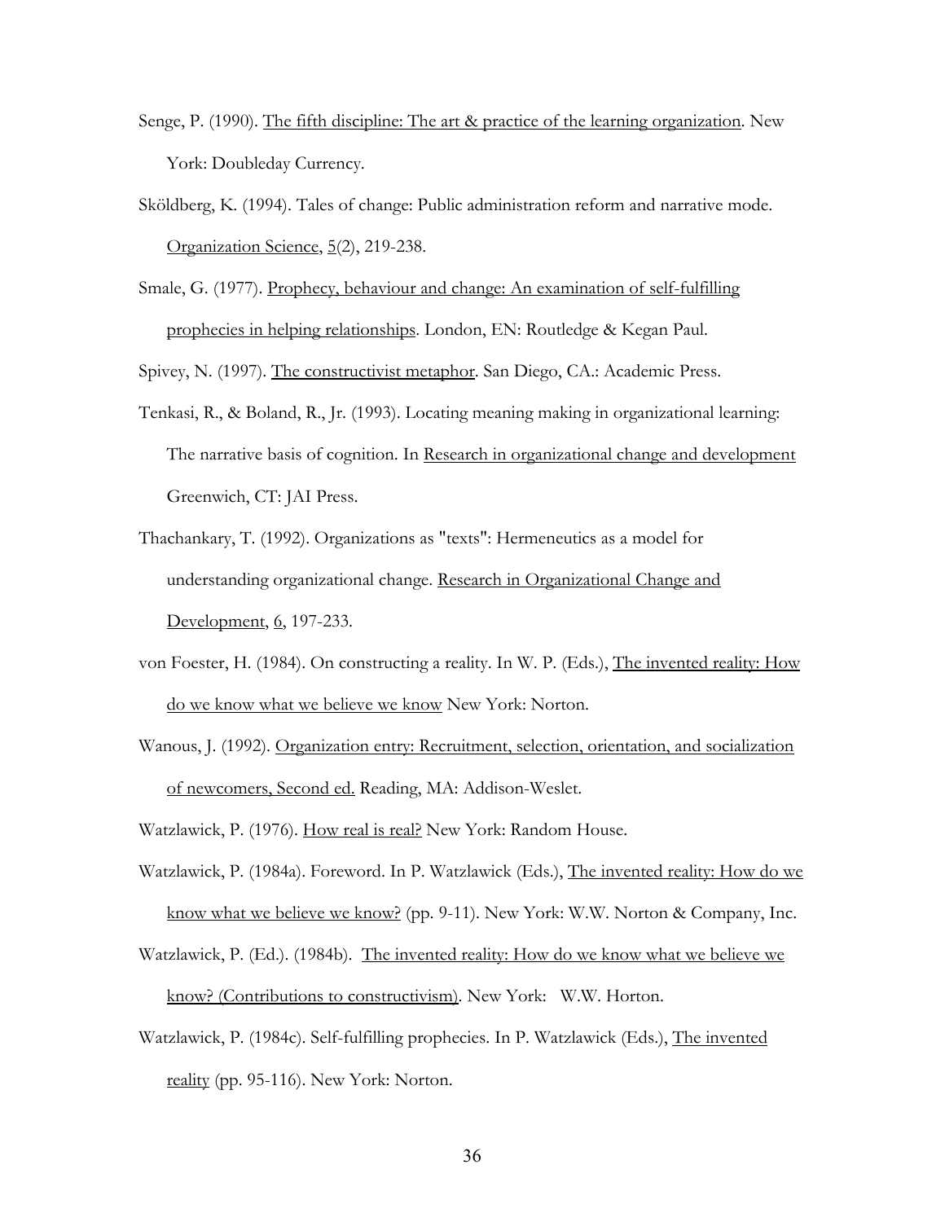Senge, P. (1990). The fifth discipline: The art & practice of the learning organization. New York: Doubleday Currency.

Sköldberg, K. (1994). Tales of change: Public administration reform and narrative mode. Organization Science, 5(2), 219-238.

Smale, G. (1977). Prophecy, behaviour and change: An examination of self-fulfilling prophecies in helping relationships. London, EN: Routledge & Kegan Paul.

Spivey, N. (1997). The constructivist metaphor. San Diego, CA.: Academic Press.

Tenkasi, R., & Boland, R., Jr. (1993). Locating meaning making in organizational learning: The narrative basis of cognition. In Research in organizational change and development Greenwich, CT: JAI Press.

Thachankary, T. (1992). Organizations as "texts": Hermeneutics as a model for understanding organizational change. Research in Organizational Change and Development, 6, 197-233.

von Foester, H. (1984). On constructing a reality. In W. P. (Eds.), The invented reality: How do we know what we believe we know New York: Norton.

Wanous, J. (1992). Organization entry: Recruitment, selection, orientation, and socialization of newcomers, Second ed. Reading, MA: Addison-Weslet.

Watzlawick, P. (1976). How real is real? New York: Random House.

Watzlawick, P. (1984a). Foreword. In P. Watzlawick (Eds.), The invented reality: How do we know what we believe we know? (pp. 9-11). New York: W.W. Norton & Company, Inc.

Watzlawick, P. (Ed.). (1984b). The invented reality: How do we know what we believe we know? (Contributions to constructivism). New York: W.W. Horton.

Watzlawick, P. (1984c). Self-fulfilling prophecies. In P. Watzlawick (Eds.), The invented reality (pp. 95-116). New York: Norton.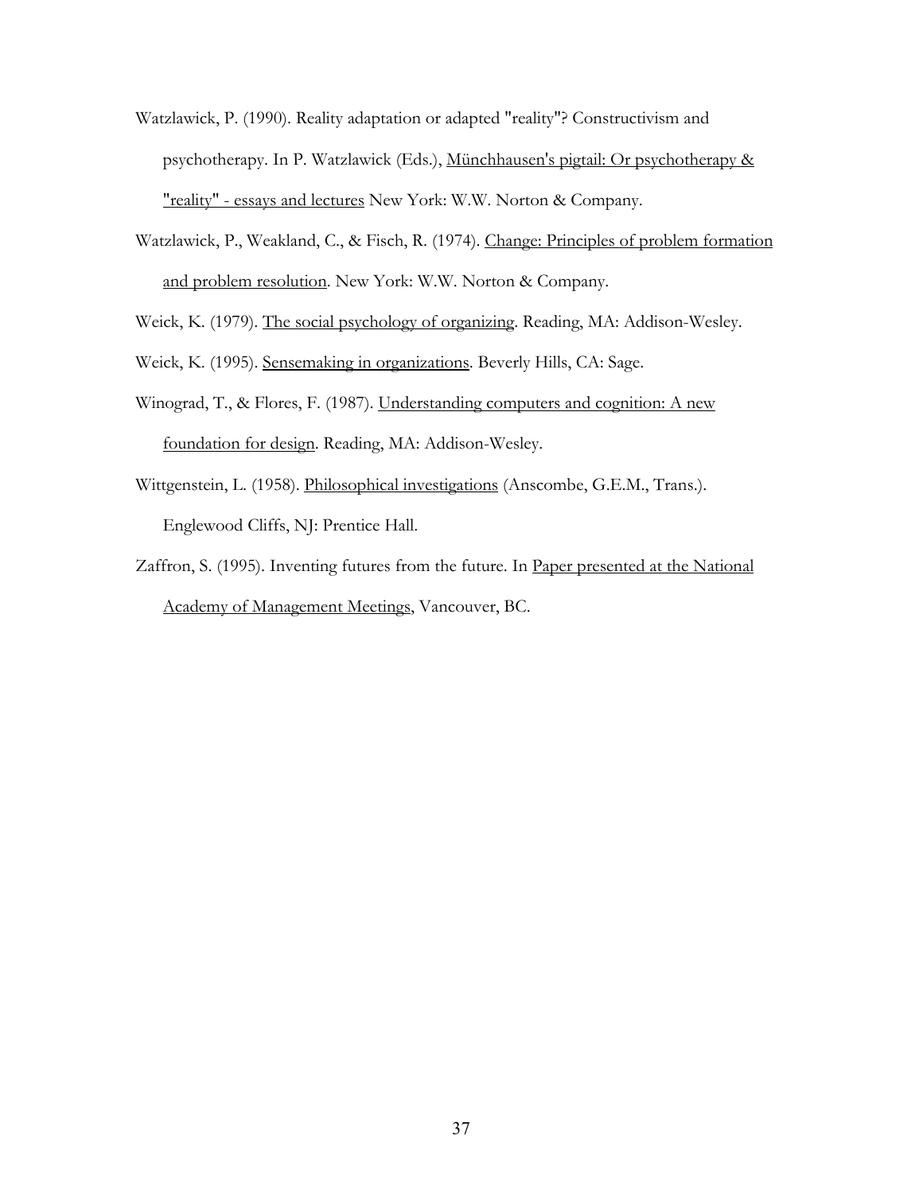Watzlawick, P. (1990). Reality adaptation or adapted "reality"? Constructivism and psychotherapy. In P. Watzlawick (Eds.), Münchhausen's pigtail: Or psychotherapy & "reality" - essays and lectures New York: W.W. Norton & Company.

Watzlawick, P., Weakland, C., & Fisch, R. (1974). Change: Principles of problem formation and problem resolution. New York: W.W. Norton & Company.

Weick, K. (1979). The social psychology of organizing. Reading, MA: Addison-Wesley.

Weick, K. (1995). Sensemaking in organizations. Beverly Hills, CA: Sage.

Winograd, T., & Flores, F. (1987). Understanding computers and cognition: A new foundation for design. Reading, MA: Addison-Wesley.

Wittgenstein, L. (1958). Philosophical investigations (Anscombe, G.E.M., Trans.). Englewood Cliffs, NJ: Prentice Hall.

Zaffron, S. (1995). Inventing futures from the future. In Paper presented at the National Academy of Management Meetings, Vancouver, BC.